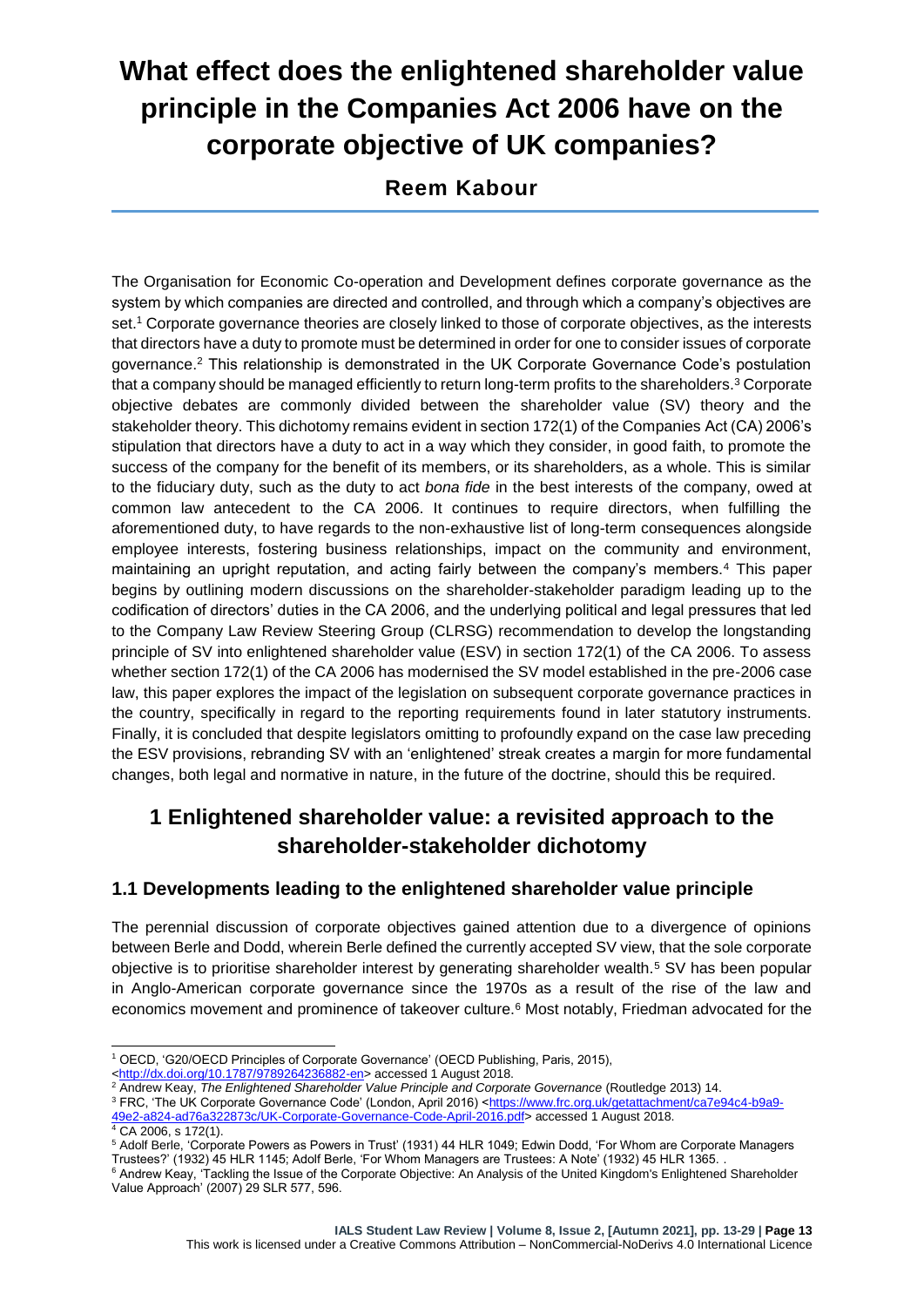# What effect does the enlightened shareholder value principle in the Companies Act 2006 have on the corporate objective of UK companies?

**Reem Kabour**

The Organisation for Economic Co-operation and Development defines corporate governance as the system by which companies are directed and controlled, and through which a company's objectives are set.[1] Corporate governance theories are closely linked to those of corporate objectives, as the interests that directors have a duty to promote must be determined in order for one to consider issues of corporate governance.[2] This relationship is demonstrated in the UK Corporate Governance Code's postulation that a company should be managed efficiently to return long-term profits to the shareholders.[3] Corporate objective debates are commonly divided between the shareholder value (SV) theory and the stakeholder theory. This dichotomy remains evident in section 172(1) of the Companies Act (CA) 2006's stipulation that directors have a duty to act in a way which they consider, in good faith, to promote the success of the company for the benefit of its members, or its shareholders, as a whole. This is similar to the fiduciary duty, such as the duty to act *bona fide* in the best interests of the company, owed at common law antecedent to the CA 2006. It continues to require directors, when fulfilling the aforementioned duty, to have regards to the non-exhaustive list of long-term consequences alongside employee interests, fostering business relationships, impact on the community and environment, maintaining an upright reputation, and acting fairly between the company's members.[4] This paper begins by outlining modern discussions on the shareholder-stakeholder paradigm leading up to the codification of directors' duties in the CA 2006, and the underlying political and legal pressures that led to the Company Law Review Steering Group (CLRSG) recommendation to develop the longstanding principle of SV into enlightened shareholder value (ESV) in section 172(1) of the CA 2006. To assess whether section 172(1) of the CA 2006 has modernised the SV model established in the pre-2006 case law, this paper explores the impact of the legislation on subsequent corporate governance practices in the country, specifically in regard to the reporting requirements found in later statutory instruments. Finally, it is concluded that despite legislators omitting to profoundly expand on the case law preceding the ESV provisions, rebranding SV with an 'enlightened' streak creates a margin for more fundamental changes, both legal and normative in nature, in the future of the doctrine, should this be required.

## 1 Enlightened shareholder value: a revisited approach to the shareholder-stakeholder dichotomy

### 1.1 Developments leading to the enlightened shareholder value principle

The perennial discussion of corporate objectives gained attention due to a divergence of opinions between Berle and Dodd, wherein Berle defined the currently accepted SV view, that the sole corporate objective is to prioritise shareholder interest by generating shareholder wealth.[5] SV has been popular in Anglo-American corporate governance since the 1970s as a result of the rise of the law and economics movement and prominence of takeover culture.[6] Most notably, Friedman advocated for the

---

[1] OECD, 'G20/OECD Principles of Corporate Governance' (OECD Publishing, Paris, 2015), <http://dx.doi.org/10.1787/9789264236882-en> accessed 1 August 2018.

[2] Andrew Keay, *The Enlightened Shareholder Value Principle and Corporate Governance* (Routledge 2013) 14.

[3] FRC, 'The UK Corporate Governance Code' (London, April 2016) <https://www.frc.org.uk/getattachment/ca7e94c4-b9a9-49e2-a824-ad76a322873c/UK-Corporate-Governance-Code-April-2016.pdf> accessed 1 August 2018.

[4] CA 2006, s 172(1).

[5] Adolf Berle, 'Corporate Powers as Powers in Trust' (1931) 44 HLR 1049; Edwin Dodd, 'For Whom are Corporate Managers Trustees?' (1932) 45 HLR 1145; Adolf Berle, 'For Whom Managers are Trustees: A Note' (1932) 45 HLR 1365. .

[6] Andrew Keay, 'Tackling the Issue of the Corporate Objective: An Analysis of the United Kingdom's Enlightened Shareholder Value Approach' (2007) 29 SLR 577, 596.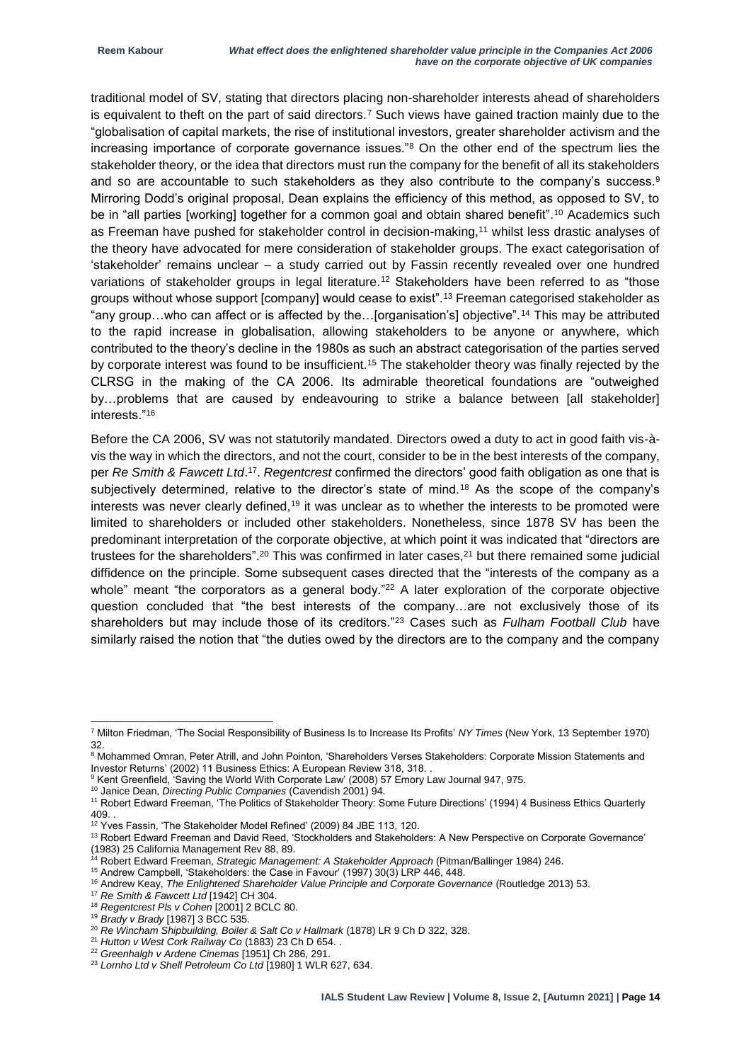traditional model of SV, stating that directors placing non-shareholder interests ahead of shareholders is equivalent to theft on the part of said directors.[7] Such views have gained traction mainly due to the "globalisation of capital markets, the rise of institutional investors, greater shareholder activism and the increasing importance of corporate governance issues."[8] On the other end of the spectrum lies the stakeholder theory, or the idea that directors must run the company for the benefit of all its stakeholders and so are accountable to such stakeholders as they also contribute to the company's success.[9] Mirroring Dodd's original proposal, Dean explains the efficiency of this method, as opposed to SV, to be in "all parties [working] together for a common goal and obtain shared benefit".[10] Academics such as Freeman have pushed for stakeholder control in decision-making,[11] whilst less drastic analyses of the theory have advocated for mere consideration of stakeholder groups. The exact categorisation of 'stakeholder' remains unclear – a study carried out by Fassin recently revealed over one hundred variations of stakeholder groups in legal literature.[12] Stakeholders have been referred to as "those groups without whose support [company] would cease to exist".[13] Freeman categorised stakeholder as "any group…who can affect or is affected by the…[organisation's] objective".[14] This may be attributed to the rapid increase in globalisation, allowing stakeholders to be anyone or anywhere, which contributed to the theory's decline in the 1980s as such an abstract categorisation of the parties served by corporate interest was found to be insufficient.[15] The stakeholder theory was finally rejected by the CLRSG in the making of the CA 2006. Its admirable theoretical foundations are "outweighed by…problems that are caused by endeavouring to strike a balance between [all stakeholder] interests."[16]

Before the CA 2006, SV was not statutorily mandated. Directors owed a duty to act in good faith vis-à-vis the way in which the directors, and not the court, consider to be in the best interests of the company, per *Re Smith & Fawcett Ltd*.[17]. *Regentcrest* confirmed the directors' good faith obligation as one that is subjectively determined, relative to the director's state of mind.[18] As the scope of the company's interests was never clearly defined,[19] it was unclear as to whether the interests to be promoted were limited to shareholders or included other stakeholders. Nonetheless, since 1878 SV has been the predominant interpretation of the corporate objective, at which point it was indicated that "directors are trustees for the shareholders".[20] This was confirmed in later cases,[21] but there remained some judicial diffidence on the principle. Some subsequent cases directed that the "interests of the company as a whole" meant "the corporators as a general body."[22] A later exploration of the corporate objective question concluded that "the best interests of the company…are not exclusively those of its shareholders but may include those of its creditors."[23] Cases such as *Fulham Football Club* have similarly raised the notion that "the duties owed by the directors are to the company and the company

---

[7] Milton Friedman, 'The Social Responsibility of Business Is to Increase Its Profits' *NY Times* (New York, 13 September 1970) 32.

[8] Mohammed Omran, Peter Atrill, and John Pointon, 'Shareholders Verses Stakeholders: Corporate Mission Statements and Investor Returns' (2002) 11 Business Ethics: A European Review 318, 318. .

[9] Kent Greenfield, 'Saving the World With Corporate Law' (2008) 57 Emory Law Journal 947, 975.

[10] Janice Dean, *Directing Public Companies* (Cavendish 2001) 94.

[11] Robert Edward Freeman, 'The Politics of Stakeholder Theory: Some Future Directions' (1994) 4 Business Ethics Quarterly 409. .

[12] Yves Fassin, 'The Stakeholder Model Refined' (2009) 84 JBE 113, 120.

[13] Robert Edward Freeman and David Reed, 'Stockholders and Stakeholders: A New Perspective on Corporate Governance' (1983) 25 California Management Rev 88, 89.

[14] Robert Edward Freeman, *Strategic Management: A Stakeholder Approach* (Pitman/Ballinger 1984) 246.

[15] Andrew Campbell, 'Stakeholders: the Case in Favour' (1997) 30(3) LRP 446, 448.

[16] Andrew Keay, *The Enlightened Shareholder Value Principle and Corporate Governance* (Routledge 2013) 53.

[17] *Re Smith & Fawcett Ltd* [1942] CH 304.

[18] *Regentcrest Pls v Cohen* [2001] 2 BCLC 80.

[19] *Brady v Brady* [1987] 3 BCC 535.

[20] *Re Wincham Shipbuilding, Boiler & Salt Co v Hallmark* (1878) LR 9 Ch D 322, 328.

[21] *Hutton v West Cork Railway Co* (1883) 23 Ch D 654. .

[22] *Greenhalgh v Ardene Cinemas* [1951] Ch 286, 291.

[23] *Lornho Ltd v Shell Petroleum Co Ltd* [1980] 1 WLR 627, 634.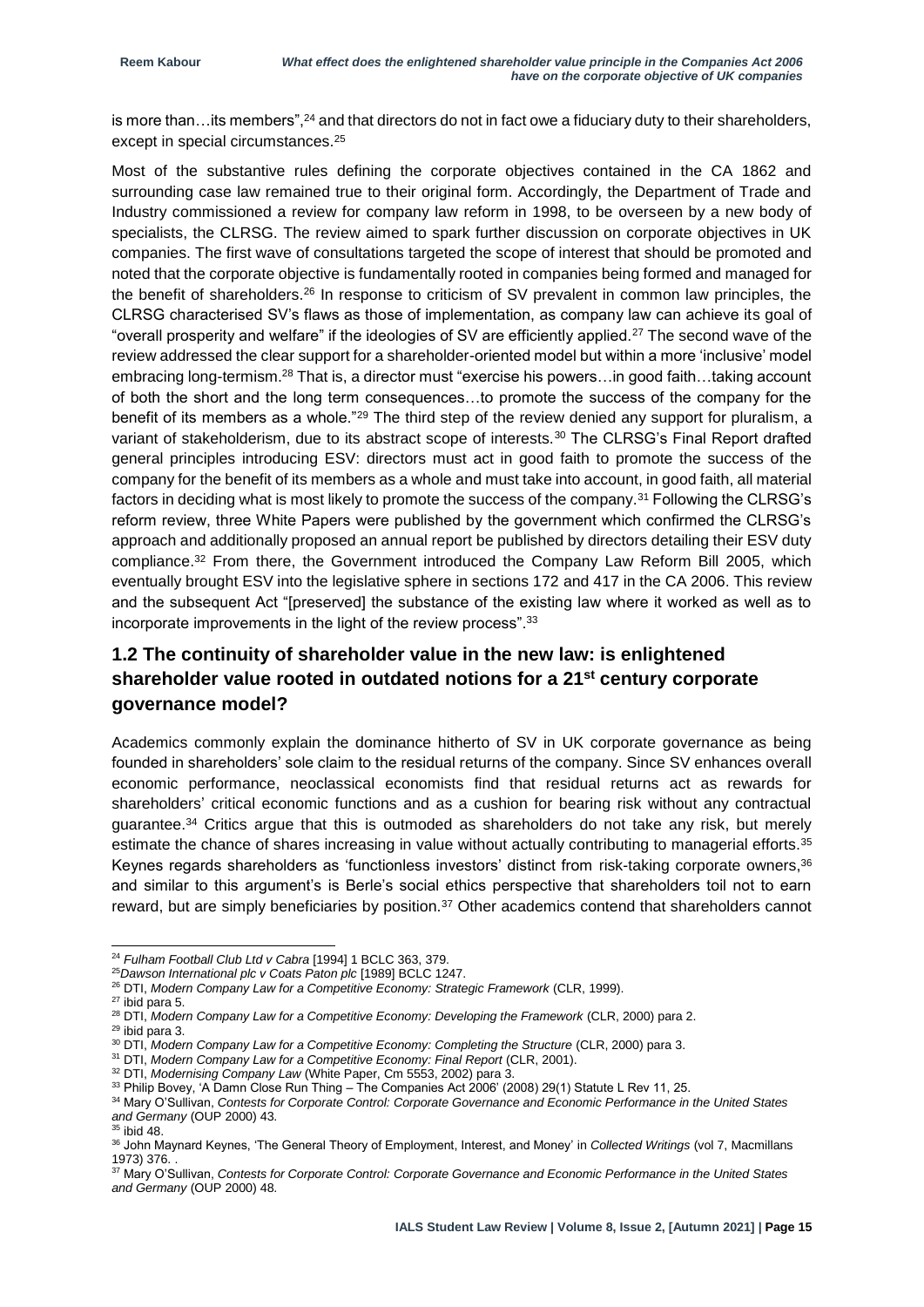is more than…its members",[24] and that directors do not in fact owe a fiduciary duty to their shareholders, except in special circumstances.[25]

Most of the substantive rules defining the corporate objectives contained in the CA 1862 and surrounding case law remained true to their original form. Accordingly, the Department of Trade and Industry commissioned a review for company law reform in 1998, to be overseen by a new body of specialists, the CLRSG. The review aimed to spark further discussion on corporate objectives in UK companies. The first wave of consultations targeted the scope of interest that should be promoted and noted that the corporate objective is fundamentally rooted in companies being formed and managed for the benefit of shareholders.[26] In response to criticism of SV prevalent in common law principles, the CLRSG characterised SV's flaws as those of implementation, as company law can achieve its goal of "overall prosperity and welfare" if the ideologies of SV are efficiently applied.[27] The second wave of the review addressed the clear support for a shareholder-oriented model but within a more 'inclusive' model embracing long-termism.[28] That is, a director must "exercise his powers…in good faith…taking account of both the short and the long term consequences…to promote the success of the company for the benefit of its members as a whole."[29] The third step of the review denied any support for pluralism, a variant of stakeholderism, due to its abstract scope of interests.[30] The CLRSG's Final Report drafted general principles introducing ESV: directors must act in good faith to promote the success of the company for the benefit of its members as a whole and must take into account, in good faith, all material factors in deciding what is most likely to promote the success of the company.[31] Following the CLRSG's reform review, three White Papers were published by the government which confirmed the CLRSG's approach and additionally proposed an annual report be published by directors detailing their ESV duty compliance.[32] From there, the Government introduced the Company Law Reform Bill 2005, which eventually brought ESV into the legislative sphere in sections 172 and 417 in the CA 2006. This review and the subsequent Act "[preserved] the substance of the existing law where it worked as well as to incorporate improvements in the light of the review process".[33]

## 1.2 The continuity of shareholder value in the new law: is enlightened shareholder value rooted in outdated notions for a 21st century corporate governance model?

Academics commonly explain the dominance hitherto of SV in UK corporate governance as being founded in shareholders' sole claim to the residual returns of the company. Since SV enhances overall economic performance, neoclassical economists find that residual returns act as rewards for shareholders' critical economic functions and as a cushion for bearing risk without any contractual guarantee.[34] Critics argue that this is outmoded as shareholders do not take any risk, but merely estimate the chance of shares increasing in value without actually contributing to managerial efforts.[35] Keynes regards shareholders as 'functionless investors' distinct from risk-taking corporate owners,[36] and similar to this argument's is Berle's social ethics perspective that shareholders toil not to earn reward, but are simply beneficiaries by position.[37] Other academics contend that shareholders cannot

---

[24] *Fulham Football Club Ltd v Cabra* [1994] 1 BCLC 363, 379.

[25] *Dawson International plc v Coats Paton plc* [1989] BCLC 1247.

[26] DTI, *Modern Company Law for a Competitive Economy: Strategic Framework* (CLR, 1999).

[27] ibid para 5.

[28] DTI, *Modern Company Law for a Competitive Economy: Developing the Framework* (CLR, 2000) para 2.

[29] ibid para 3.

[30] DTI, *Modern Company Law for a Competitive Economy: Completing the Structure* (CLR, 2000) para 3.

[31] DTI, *Modern Company Law for a Competitive Economy: Final Report* (CLR, 2001).

[32] DTI, *Modernising Company Law* (White Paper, Cm 5553, 2002) para 3.

[33] Philip Bovey, 'A Damn Close Run Thing – The Companies Act 2006' (2008) 29(1) Statute L Rev 11, 25.

[34] Mary O'Sullivan, *Contests for Corporate Control: Corporate Governance and Economic Performance in the United States and Germany* (OUP 2000) 43.

[35] ibid 48.

[36] John Maynard Keynes, 'The General Theory of Employment, Interest, and Money' in *Collected Writings* (vol 7, Macmillans 1973) 376. .

[37] Mary O'Sullivan, *Contests for Corporate Control: Corporate Governance and Economic Performance in the United States and Germany* (OUP 2000) 48.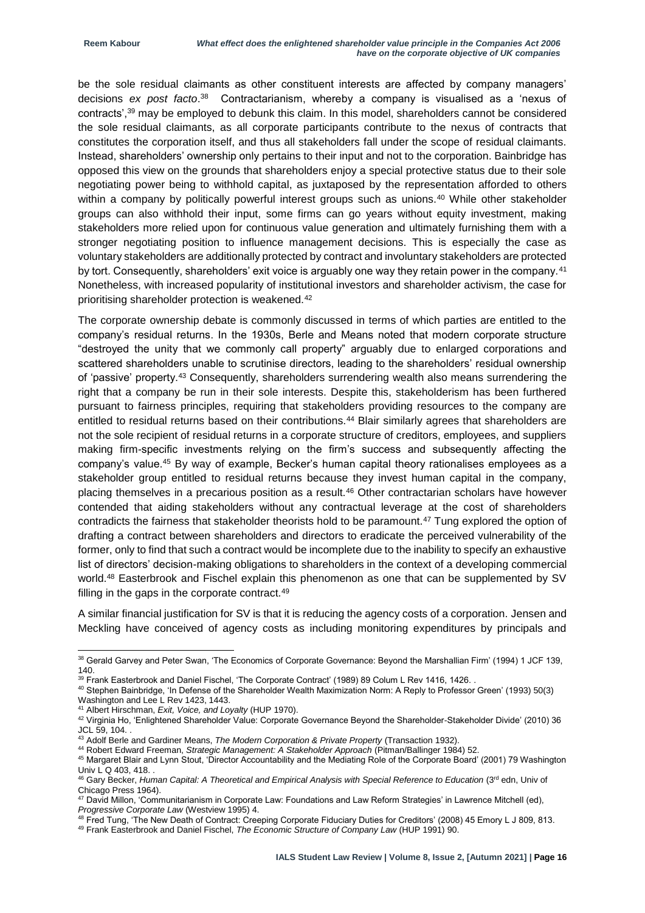be the sole residual claimants as other constituent interests are affected by company managers' decisions *ex post facto*.[38] Contractarianism, whereby a company is visualised as a 'nexus of contracts',[39] may be employed to debunk this claim. In this model, shareholders cannot be considered the sole residual claimants, as all corporate participants contribute to the nexus of contracts that constitutes the corporation itself, and thus all stakeholders fall under the scope of residual claimants. Instead, shareholders' ownership only pertains to their input and not to the corporation. Bainbridge has opposed this view on the grounds that shareholders enjoy a special protective status due to their sole negotiating power being to withhold capital, as juxtaposed by the representation afforded to others within a company by politically powerful interest groups such as unions.[40] While other stakeholder groups can also withhold their input, some firms can go years without equity investment, making stakeholders more relied upon for continuous value generation and ultimately furnishing them with a stronger negotiating position to influence management decisions. This is especially the case as voluntary stakeholders are additionally protected by contract and involuntary stakeholders are protected by tort. Consequently, shareholders' exit voice is arguably one way they retain power in the company.[41] Nonetheless, with increased popularity of institutional investors and shareholder activism, the case for prioritising shareholder protection is weakened.[42]

The corporate ownership debate is commonly discussed in terms of which parties are entitled to the company's residual returns. In the 1930s, Berle and Means noted that modern corporate structure "destroyed the unity that we commonly call property" arguably due to enlarged corporations and scattered shareholders unable to scrutinise directors, leading to the shareholders' residual ownership of 'passive' property.[43] Consequently, shareholders surrendering wealth also means surrendering the right that a company be run in their sole interests. Despite this, stakeholderism has been furthered pursuant to fairness principles, requiring that stakeholders providing resources to the company are entitled to residual returns based on their contributions.[44] Blair similarly agrees that shareholders are not the sole recipient of residual returns in a corporate structure of creditors, employees, and suppliers making firm-specific investments relying on the firm's success and subsequently affecting the company's value.[45] By way of example, Becker's human capital theory rationalises employees as a stakeholder group entitled to residual returns because they invest human capital in the company, placing themselves in a precarious position as a result.[46] Other contractarian scholars have however contended that aiding stakeholders without any contractual leverage at the cost of shareholders contradicts the fairness that stakeholder theorists hold to be paramount.[47] Tung explored the option of drafting a contract between shareholders and directors to eradicate the perceived vulnerability of the former, only to find that such a contract would be incomplete due to the inability to specify an exhaustive list of directors' decision-making obligations to shareholders in the context of a developing commercial world.[48] Easterbrook and Fischel explain this phenomenon as one that can be supplemented by SV filling in the gaps in the corporate contract.[49]

A similar financial justification for SV is that it is reducing the agency costs of a corporation. Jensen and Meckling have conceived of agency costs as including monitoring expenditures by principals and

---

[38] Gerald Garvey and Peter Swan, 'The Economics of Corporate Governance: Beyond the Marshallian Firm' (1994) 1 JCF 139, 140.

[39] Frank Easterbrook and Daniel Fischel, 'The Corporate Contract' (1989) 89 Colum L Rev 1416, 1426. .

[40] Stephen Bainbridge, 'In Defense of the Shareholder Wealth Maximization Norm: A Reply to Professor Green' (1993) 50(3) Washington and Lee L Rev 1423, 1443.

[41] Albert Hirschman, *Exit, Voice, and Loyalty* (HUP 1970).

[42] Virginia Ho, 'Enlightened Shareholder Value: Corporate Governance Beyond the Shareholder-Stakeholder Divide' (2010) 36 JCL 59, 104. .

[43] Adolf Berle and Gardiner Means, *The Modern Corporation & Private Property* (Transaction 1932).

[44] Robert Edward Freeman, *Strategic Management: A Stakeholder Approach* (Pitman/Ballinger 1984) 52.

[45] Margaret Blair and Lynn Stout, 'Director Accountability and the Mediating Role of the Corporate Board' (2001) 79 Washington Univ L Q 403, 418. .

[46] Gary Becker, *Human Capital: A Theoretical and Empirical Analysis with Special Reference to Education* (3rd edn, Univ of Chicago Press 1964).

[47] David Millon, 'Communitarianism in Corporate Law: Foundations and Law Reform Strategies' in Lawrence Mitchell (ed), *Progressive Corporate Law* (Westview 1995) 4.

[48] Fred Tung, 'The New Death of Contract: Creeping Corporate Fiduciary Duties for Creditors' (2008) 45 Emory L J 809, 813.

[49] Frank Easterbrook and Daniel Fischel, *The Economic Structure of Company Law* (HUP 1991) 90.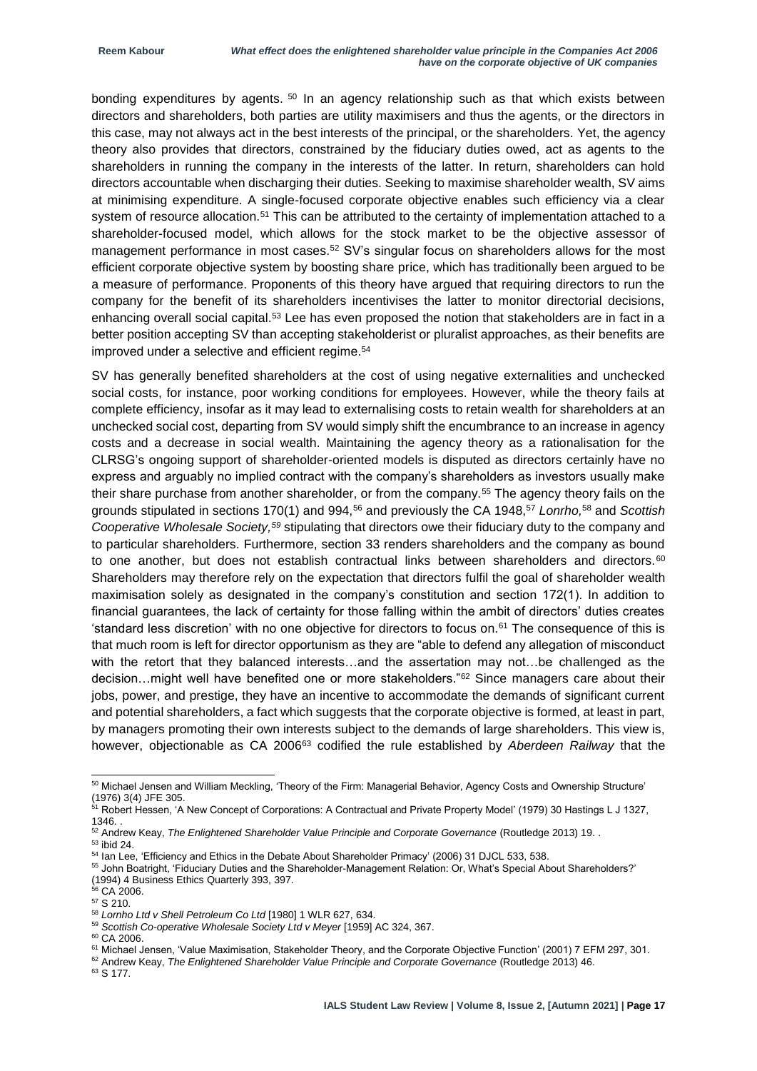bonding expenditures by agents. [50] In an agency relationship such as that which exists between directors and shareholders, both parties are utility maximisers and thus the agents, or the directors in this case, may not always act in the best interests of the principal, or the shareholders. Yet, the agency theory also provides that directors, constrained by the fiduciary duties owed, act as agents to the shareholders in running the company in the interests of the latter. In return, shareholders can hold directors accountable when discharging their duties. Seeking to maximise shareholder wealth, SV aims at minimising expenditure. A single-focused corporate objective enables such efficiency via a clear system of resource allocation.[51] This can be attributed to the certainty of implementation attached to a shareholder-focused model, which allows for the stock market to be the objective assessor of management performance in most cases.[52] SV's singular focus on shareholders allows for the most efficient corporate objective system by boosting share price, which has traditionally been argued to be a measure of performance. Proponents of this theory have argued that requiring directors to run the company for the benefit of its shareholders incentivises the latter to monitor directorial decisions, enhancing overall social capital.[53] Lee has even proposed the notion that stakeholders are in fact in a better position accepting SV than accepting stakeholderist or pluralist approaches, as their benefits are improved under a selective and efficient regime.[54]

SV has generally benefited shareholders at the cost of using negative externalities and unchecked social costs, for instance, poor working conditions for employees. However, while the theory fails at complete efficiency, insofar as it may lead to externalising costs to retain wealth for shareholders at an unchecked social cost, departing from SV would simply shift the encumbrance to an increase in agency costs and a decrease in social wealth. Maintaining the agency theory as a rationalisation for the CLRSG's ongoing support of shareholder-oriented models is disputed as directors certainly have no express and arguably no implied contract with the company's shareholders as investors usually make their share purchase from another shareholder, or from the company.[55] The agency theory fails on the grounds stipulated in sections 170(1) and 994,[56] and previously the CA 1948,[57] *Lonrho,*[58] and *Scottish Cooperative Wholesale Society,*[59] stipulating that directors owe their fiduciary duty to the company and to particular shareholders. Furthermore, section 33 renders shareholders and the company as bound to one another, but does not establish contractual links between shareholders and directors.[60] Shareholders may therefore rely on the expectation that directors fulfil the goal of shareholder wealth maximisation solely as designated in the company's constitution and section 172(1). In addition to financial guarantees, the lack of certainty for those falling within the ambit of directors' duties creates 'standard less discretion' with no one objective for directors to focus on.[61] The consequence of this is that much room is left for director opportunism as they are "able to defend any allegation of misconduct with the retort that they balanced interests…and the assertion may not…be challenged as the decision…might well have benefited one or more stakeholders."[62] Since managers care about their jobs, power, and prestige, they have an incentive to accommodate the demands of significant current and potential shareholders, a fact which suggests that the corporate objective is formed, at least in part, by managers promoting their own interests subject to the demands of large shareholders. This view is, however, objectionable as CA 2006[63] codified the rule established by *Aberdeen Railway* that the

---

[50] Michael Jensen and William Meckling, 'Theory of the Firm: Managerial Behavior, Agency Costs and Ownership Structure' (1976) 3(4) JFE 305.

[51] Robert Hessen, 'A New Concept of Corporations: A Contractual and Private Property Model' (1979) 30 Hastings L J 1327, 1346. .

[52] Andrew Keay, *The Enlightened Shareholder Value Principle and Corporate Governance* (Routledge 2013) 19. .

[53] ibid 24.

[54] Ian Lee, 'Efficiency and Ethics in the Debate About Shareholder Primacy' (2006) 31 DJCL 533, 538.

[55] John Boatright, 'Fiduciary Duties and the Shareholder-Management Relation: Or, What's Special About Shareholders?' (1994) 4 Business Ethics Quarterly 393, 397.

[56] CA 2006.

[57] S 210.

[58] *Lornho Ltd v Shell Petroleum Co Ltd* [1980] 1 WLR 627, 634.

[59] *Scottish Co-operative Wholesale Society Ltd v Meyer* [1959] AC 324, 367.

[60] CA 2006.

[61] Michael Jensen, 'Value Maximisation, Stakeholder Theory, and the Corporate Objective Function' (2001) 7 EFM 297, 301.

[62] Andrew Keay, *The Enlightened Shareholder Value Principle and Corporate Governance* (Routledge 2013) 46.

[63] S 177.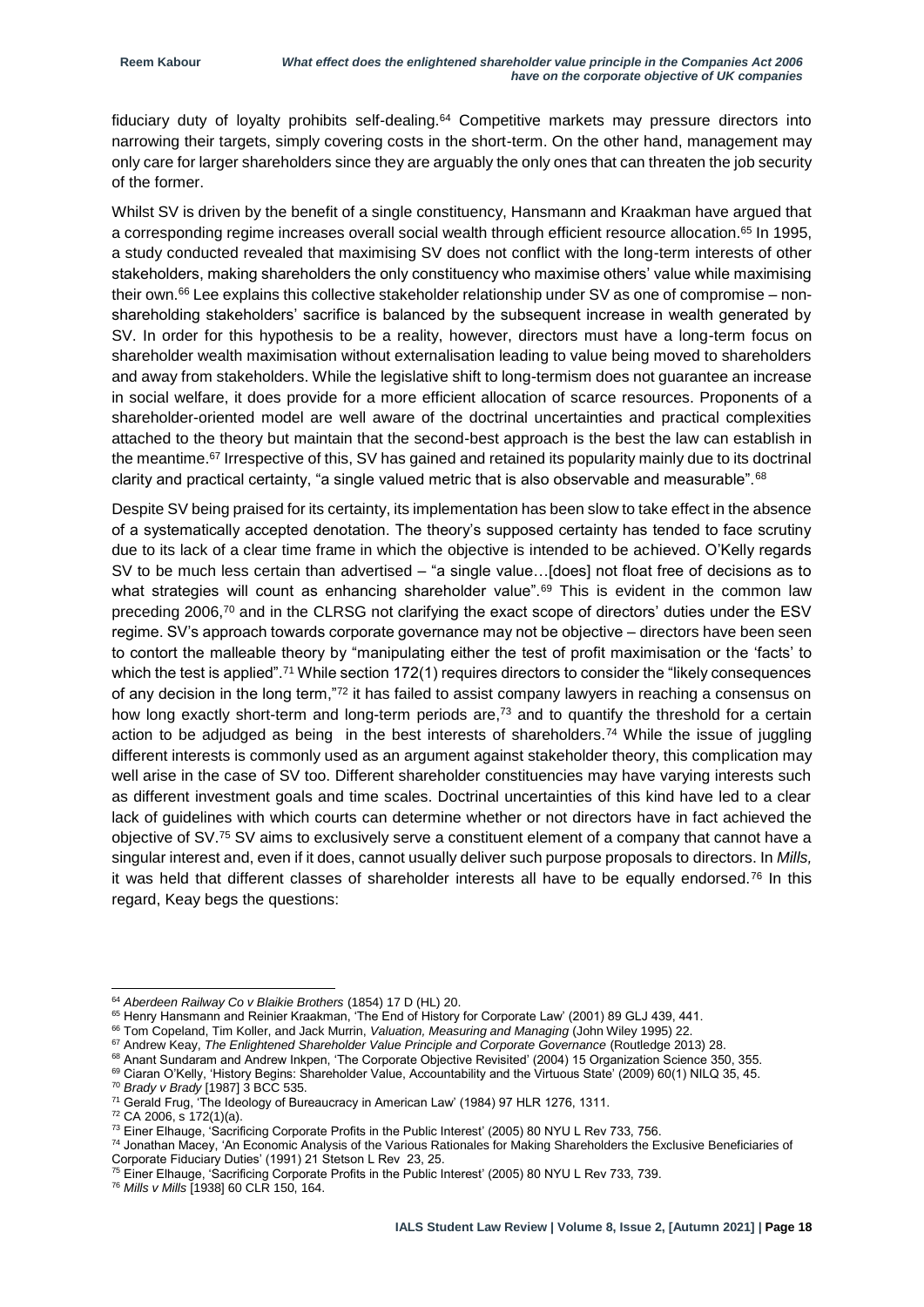fiduciary duty of loyalty prohibits self-dealing.[64] Competitive markets may pressure directors into narrowing their targets, simply covering costs in the short-term. On the other hand, management may only care for larger shareholders since they are arguably the only ones that can threaten the job security of the former.

Whilst SV is driven by the benefit of a single constituency, Hansmann and Kraakman have argued that a corresponding regime increases overall social wealth through efficient resource allocation.[65] In 1995, a study conducted revealed that maximising SV does not conflict with the long-term interests of other stakeholders, making shareholders the only constituency who maximise others' value while maximising their own.[66] Lee explains this collective stakeholder relationship under SV as one of compromise – non-shareholding stakeholders' sacrifice is balanced by the subsequent increase in wealth generated by SV. In order for this hypothesis to be a reality, however, directors must have a long-term focus on shareholder wealth maximisation without externalisation leading to value being moved to shareholders and away from stakeholders. While the legislative shift to long-termism does not guarantee an increase in social welfare, it does provide for a more efficient allocation of scarce resources. Proponents of a shareholder-oriented model are well aware of the doctrinal uncertainties and practical complexities attached to the theory but maintain that the second-best approach is the best the law can establish in the meantime.[67] Irrespective of this, SV has gained and retained its popularity mainly due to its doctrinal clarity and practical certainty, "a single valued metric that is also observable and measurable".[68]

Despite SV being praised for its certainty, its implementation has been slow to take effect in the absence of a systematically accepted denotation. The theory's supposed certainty has tended to face scrutiny due to its lack of a clear time frame in which the objective is intended to be achieved. O'Kelly regards SV to be much less certain than advertised – "a single value…[does] not float free of decisions as to what strategies will count as enhancing shareholder value".[69] This is evident in the common law preceding 2006,[70] and in the CLRSG not clarifying the exact scope of directors' duties under the ESV regime. SV's approach towards corporate governance may not be objective – directors have been seen to contort the malleable theory by "manipulating either the test of profit maximisation or the 'facts' to which the test is applied".[71] While section 172(1) requires directors to consider the "likely consequences of any decision in the long term,"[72] it has failed to assist company lawyers in reaching a consensus on how long exactly short-term and long-term periods are,[73] and to quantify the threshold for a certain action to be adjudged as being in the best interests of shareholders.[74] While the issue of juggling different interests is commonly used as an argument against stakeholder theory, this complication may well arise in the case of SV too. Different shareholder constituencies may have varying interests such as different investment goals and time scales. Doctrinal uncertainties of this kind have led to a clear lack of guidelines with which courts can determine whether or not directors have in fact achieved the objective of SV.[75] SV aims to exclusively serve a constituent element of a company that cannot have a singular interest and, even if it does, cannot usually deliver such purpose proposals to directors. In *Mills,* it was held that different classes of shareholder interests all have to be equally endorsed.[76] In this regard, Keay begs the questions:

---

[64] *Aberdeen Railway Co v Blaikie Brothers* (1854) 17 D (HL) 20.

[65] Henry Hansmann and Reinier Kraakman, 'The End of History for Corporate Law' (2001) 89 GLJ 439, 441.

[66] Tom Copeland, Tim Koller, and Jack Murrin, *Valuation, Measuring and Managing* (John Wiley 1995) 22.

[67] Andrew Keay, *The Enlightened Shareholder Value Principle and Corporate Governance* (Routledge 2013) 28.

[68] Anant Sundaram and Andrew Inkpen, 'The Corporate Objective Revisited' (2004) 15 Organization Science 350, 355.

[69] Ciaran O'Kelly, 'History Begins: Shareholder Value, Accountability and the Virtuous State' (2009) 60(1) NILQ 35, 45.

[70] *Brady v Brady* [1987] 3 BCC 535.

[71] Gerald Frug, 'The Ideology of Bureaucracy in American Law' (1984) 97 HLR 1276, 1311.

[72] CA 2006, s 172(1)(a).

[73] Einer Elhauge, 'Sacrificing Corporate Profits in the Public Interest' (2005) 80 NYU L Rev 733, 756.

[74] Jonathan Macey, 'An Economic Analysis of the Various Rationales for Making Shareholders the Exclusive Beneficiaries of Corporate Fiduciary Duties' (1991) 21 Stetson L Rev 23, 25.

[75] Einer Elhauge, 'Sacrificing Corporate Profits in the Public Interest' (2005) 80 NYU L Rev 733, 739.

[76] *Mills v Mills* [1938] 60 CLR 150, 164.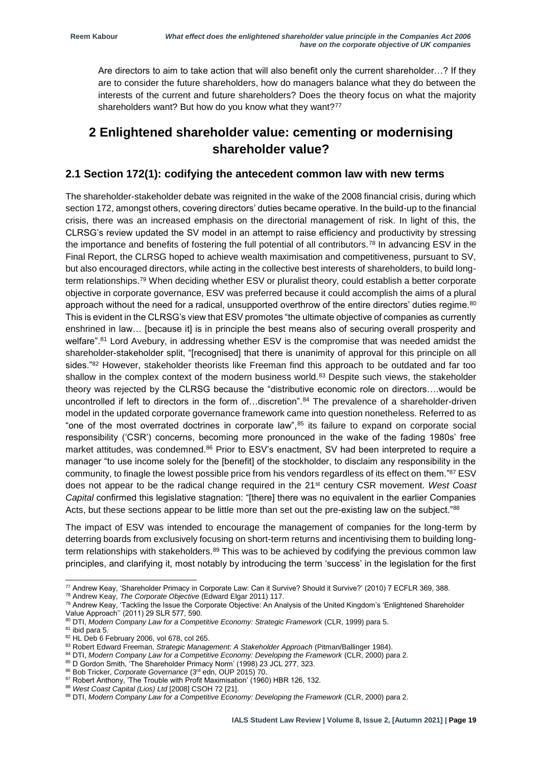Are directors to aim to take action that will also benefit only the current shareholder…? If they are to consider the future shareholders, how do managers balance what they do between the interests of the current and future shareholders? Does the theory focus on what the majority shareholders want? But how do you know what they want?[77]

# 2 Enlightened shareholder value: cementing or modernising shareholder value?

## 2.1 Section 172(1): codifying the antecedent common law with new terms

The shareholder-stakeholder debate was reignited in the wake of the 2008 financial crisis, during which section 172, amongst others, covering directors' duties became operative. In the build-up to the financial crisis, there was an increased emphasis on the directorial management of risk. In light of this, the CLRSG's review updated the SV model in an attempt to raise efficiency and productivity by stressing the importance and benefits of fostering the full potential of all contributors.[78] In advancing ESV in the Final Report, the CLRSG hoped to achieve wealth maximisation and competitiveness, pursuant to SV, but also encouraged directors, while acting in the collective best interests of shareholders, to build long-term relationships.[79] When deciding whether ESV or pluralist theory, could establish a better corporate objective in corporate governance, ESV was preferred because it could accomplish the aims of a plural approach without the need for a radical, unsupported overthrow of the entire directors' duties regime.[80] This is evident in the CLRSG's view that ESV promotes "the ultimate objective of companies as currently enshrined in law… [because it] is in principle the best means also of securing overall prosperity and welfare".[81] Lord Avebury, in addressing whether ESV is the compromise that was needed amidst the shareholder-stakeholder split, "[recognised] that there is unanimity of approval for this principle on all sides."[82] However, stakeholder theorists like Freeman find this approach to be outdated and far too shallow in the complex context of the modern business world.[83] Despite such views, the stakeholder theory was rejected by the CLRSG because the "distributive economic role on directors….would be uncontrolled if left to directors in the form of…discretion".[84] The prevalence of a shareholder-driven model in the updated corporate governance framework came into question nonetheless. Referred to as "one of the most overrated doctrines in corporate law",[85] its failure to expand on corporate social responsibility ('CSR') concerns, becoming more pronounced in the wake of the fading 1980s' free market attitudes, was condemned.[86] Prior to ESV's enactment, SV had been interpreted to require a manager "to use income solely for the [benefit] of the stockholder, to disclaim any responsibility in the community, to finagle the lowest possible price from his vendors regardless of its effect on them."[87] ESV does not appear to be the radical change required in the 21st century CSR movement. *West Coast Capital* confirmed this legislative stagnation: "[there] there was no equivalent in the earlier Companies Acts, but these sections appear to be little more than set out the pre-existing law on the subject."[88]

The impact of ESV was intended to encourage the management of companies for the long-term by deterring boards from exclusively focusing on short-term returns and incentivising them to building long-term relationships with stakeholders.[89] This was to be achieved by codifying the previous common law principles, and clarifying it, most notably by introducing the term 'success' in the legislation for the first

---

[77] Andrew Keay, 'Shareholder Primacy in Corporate Law: Can it Survive? Should it Survive?' (2010) 7 ECFLR 369, 388.

[78] Andrew Keay, *The Corporate Objective* (Edward Elgar 2011) 117.

[79] Andrew Keay, 'Tackling the Issue the Corporate Objective: An Analysis of the United Kingdom's 'Enlightened Shareholder Value Approach'' (2011) 29 SLR 577, 590.

[80] DTI, *Modern Company Law for a Competitive Economy: Strategic Framework* (CLR, 1999) para 5.

[81] ibid para 5.

[82] HL Deb 6 February 2006, vol 678, col 265.

[83] Robert Edward Freeman, *Strategic Management: A Stakeholder Approach* (Pitman/Ballinger 1984).

[84] DTI, *Modern Company Law for a Competitive Economy: Developing the Framework* (CLR, 2000) para 2.

[85] D Gordon Smith, 'The Shareholder Primacy Norm' (1998) 23 JCL 277, 323.

[86] Bob Tricker, *Corporate Governance* (3rd edn, OUP 2015) 70.

[87] Robert Anthony, 'The Trouble with Profit Maximisation' (1960) HBR 126, 132.

[88] *West Coast Capital (Lios) Ltd* [2008] CSOH 72 [21].

[89] DTI, *Modern Company Law for a Competitive Economy: Developing the Framework* (CLR, 2000) para 2.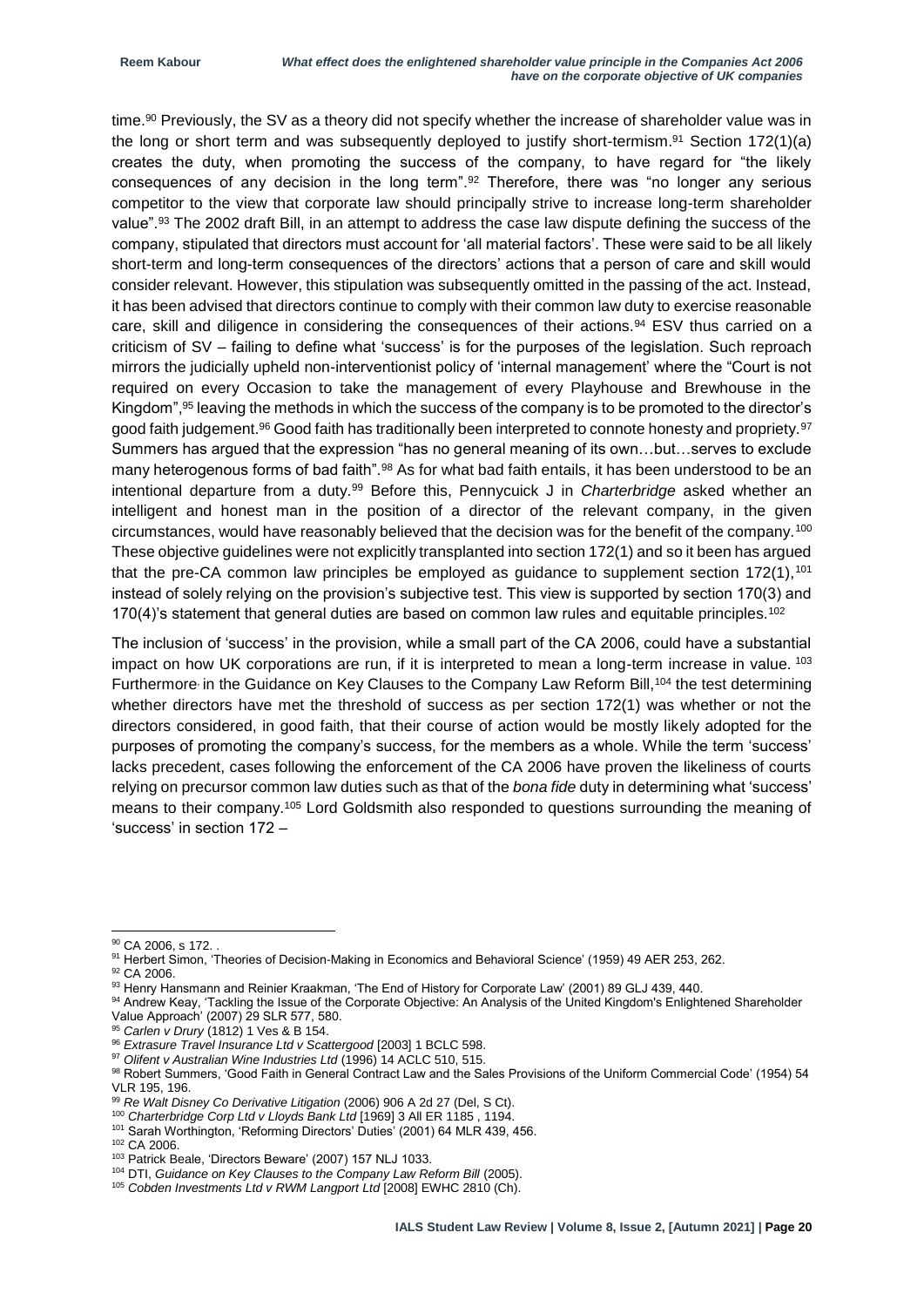time.[90] Previously, the SV as a theory did not specify whether the increase of shareholder value was in the long or short term and was subsequently deployed to justify short-termism.[91] Section 172(1)(a) creates the duty, when promoting the success of the company, to have regard for "the likely consequences of any decision in the long term".[92] Therefore, there was "no longer any serious competitor to the view that corporate law should principally strive to increase long-term shareholder value".[93] The 2002 draft Bill, in an attempt to address the case law dispute defining the success of the company, stipulated that directors must account for 'all material factors'. These were said to be all likely short-term and long-term consequences of the directors' actions that a person of care and skill would consider relevant. However, this stipulation was subsequently omitted in the passing of the act. Instead, it has been advised that directors continue to comply with their common law duty to exercise reasonable care, skill and diligence in considering the consequences of their actions.[94] ESV thus carried on a criticism of SV – failing to define what 'success' is for the purposes of the legislation. Such reproach mirrors the judicially upheld non-interventionist policy of 'internal management' where the "Court is not required on every Occasion to take the management of every Playhouse and Brewhouse in the Kingdom",[95] leaving the methods in which the success of the company is to be promoted to the director's good faith judgement.[96] Good faith has traditionally been interpreted to connote honesty and propriety.[97] Summers has argued that the expression "has no general meaning of its own…but…serves to exclude many heterogenous forms of bad faith".[98] As for what bad faith entails, it has been understood to be an intentional departure from a duty.[99] Before this, Pennycuick J in *Charterbridge* asked whether an intelligent and honest man in the position of a director of the relevant company, in the given circumstances, would have reasonably believed that the decision was for the benefit of the company.[100] These objective guidelines were not explicitly transplanted into section 172(1) and so it been has argued that the pre-CA common law principles be employed as guidance to supplement section 172(1),[101] instead of solely relying on the provision's subjective test. This view is supported by section 170(3) and 170(4)'s statement that general duties are based on common law rules and equitable principles.[102]

The inclusion of 'success' in the provision, while a small part of the CA 2006, could have a substantial impact on how UK corporations are run, if it is interpreted to mean a long-term increase in value. [103] Furthermore, in the Guidance on Key Clauses to the Company Law Reform Bill,[104] the test determining whether directors have met the threshold of success as per section 172(1) was whether or not the directors considered, in good faith, that their course of action would be mostly likely adopted for the purposes of promoting the company's success, for the members as a whole. While the term 'success' lacks precedent, cases following the enforcement of the CA 2006 have proven the likeliness of courts relying on precursor common law duties such as that of the *bona fide* duty in determining what 'success' means to their company.[105] Lord Goldsmith also responded to questions surrounding the meaning of 'success' in section 172 –

---

[90] CA 2006, s 172. .

[91] Herbert Simon, 'Theories of Decision-Making in Economics and Behavioral Science' (1959) 49 AER 253, 262.

[92] CA 2006.

[93] Henry Hansmann and Reinier Kraakman, 'The End of History for Corporate Law' (2001) 89 GLJ 439, 440.

[94] Andrew Keay, 'Tackling the Issue of the Corporate Objective: An Analysis of the United Kingdom's Enlightened Shareholder Value Approach' (2007) 29 SLR 577, 580.

[95] *Carlen v Drury* (1812) 1 Ves & B 154.

[96] *Extrasure Travel Insurance Ltd v Scattergood* [2003] 1 BCLC 598.

[97] *Olifent v Australian Wine Industries Ltd* (1996) 14 ACLC 510, 515.

[98] Robert Summers, 'Good Faith in General Contract Law and the Sales Provisions of the Uniform Commercial Code' (1954) 54 VLR 195, 196.

[99] *Re Walt Disney Co Derivative Litigation* (2006) 906 A 2d 27 (Del, S Ct).

[100] *Charterbridge Corp Ltd v Lloyds Bank Ltd* [1969] 3 All ER 1185 , 1194.

[101] Sarah Worthington, 'Reforming Directors' Duties' (2001) 64 MLR 439, 456.

[102] CA 2006.

[103] Patrick Beale, 'Directors Beware' (2007) 157 NLJ 1033.

[104] DTI, *Guidance on Key Clauses to the Company Law Reform Bill* (2005).

[105] *Cobden Investments Ltd v RWM Langport Ltd* [2008] EWHC 2810 (Ch).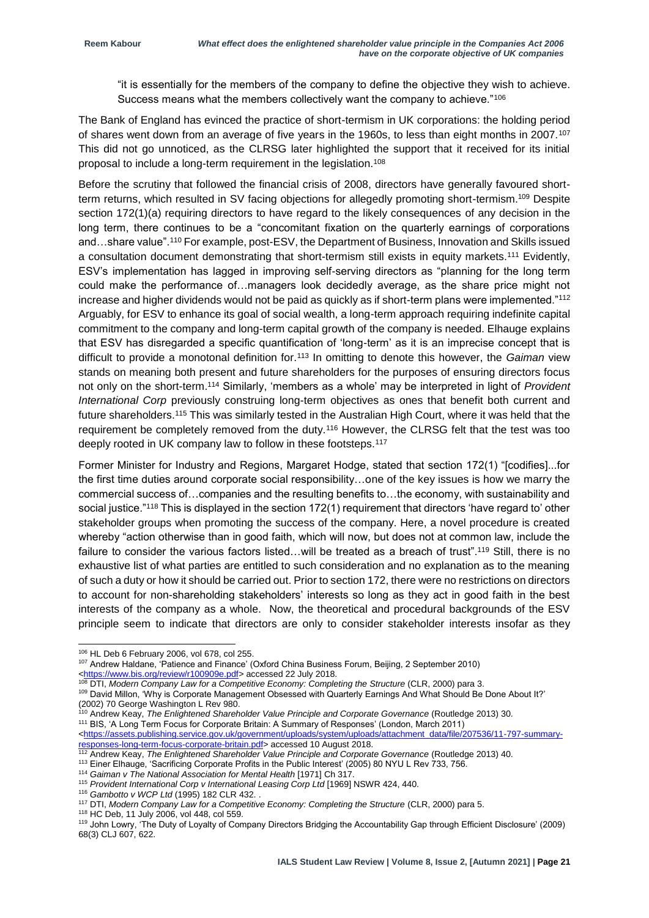"it is essentially for the members of the company to define the objective they wish to achieve. Success means what the members collectively want the company to achieve."[106]

The Bank of England has evinced the practice of short-termism in UK corporations: the holding period of shares went down from an average of five years in the 1960s, to less than eight months in 2007.[107] This did not go unnoticed, as the CLRSG later highlighted the support that it received for its initial proposal to include a long-term requirement in the legislation.[108]

Before the scrutiny that followed the financial crisis of 2008, directors have generally favoured short-term returns, which resulted in SV facing objections for allegedly promoting short-termism.[109] Despite section 172(1)(a) requiring directors to have regard to the likely consequences of any decision in the long term, there continues to be a "concomitant fixation on the quarterly earnings of corporations and…share value".[110] For example, post-ESV, the Department of Business, Innovation and Skills issued a consultation document demonstrating that short-termism still exists in equity markets.[111] Evidently, ESV's implementation has lagged in improving self-serving directors as "planning for the long term could make the performance of…managers look decidedly average, as the share price might not increase and higher dividends would not be paid as quickly as if short-term plans were implemented."[112] Arguably, for ESV to enhance its goal of social wealth, a long-term approach requiring indefinite capital commitment to the company and long-term capital growth of the company is needed. Elhauge explains that ESV has disregarded a specific quantification of 'long-term' as it is an imprecise concept that is difficult to provide a monotonal definition for.[113] In omitting to denote this however, the *Gaiman* view stands on meaning both present and future shareholders for the purposes of ensuring directors focus not only on the short-term.[114] Similarly, 'members as a whole' may be interpreted in light of *Provident International Corp* previously construing long-term objectives as ones that benefit both current and future shareholders.[115] This was similarly tested in the Australian High Court, where it was held that the requirement be completely removed from the duty.[116] However, the CLRSG felt that the test was too deeply rooted in UK company law to follow in these footsteps.[117]

Former Minister for Industry and Regions, Margaret Hodge, stated that section 172(1) "[codifies]...for the first time duties around corporate social responsibility…one of the key issues is how we marry the commercial success of…companies and the resulting benefits to…the economy, with sustainability and social justice."[118] This is displayed in the section 172(1) requirement that directors 'have regard to' other stakeholder groups when promoting the success of the company. Here, a novel procedure is created whereby "action otherwise than in good faith, which will now, but does not at common law, include the failure to consider the various factors listed…will be treated as a breach of trust".[119] Still, there is no exhaustive list of what parties are entitled to such consideration and no explanation as to the meaning of such a duty or how it should be carried out. Prior to section 172, there were no restrictions on directors to account for non-shareholding stakeholders' interests so long as they act in good faith in the best interests of the company as a whole. Now, the theoretical and procedural backgrounds of the ESV principle seem to indicate that directors are only to consider stakeholder interests insofar as they

---

[106] HL Deb 6 February 2006, vol 678, col 255.

[107] Andrew Haldane, 'Patience and Finance' (Oxford China Business Forum, Beijing, 2 September 2010) <https://www.bis.org/review/r100909e.pdf> accessed 22 July 2018.

[108] DTI, *Modern Company Law for a Competitive Economy: Completing the Structure* (CLR, 2000) para 3.

[109] David Millon, 'Why is Corporate Management Obsessed with Quarterly Earnings And What Should Be Done About It?' (2002) 70 George Washington L Rev 980.

[110] Andrew Keay, *The Enlightened Shareholder Value Principle and Corporate Governance* (Routledge 2013) 30.

[111] BIS, 'A Long Term Focus for Corporate Britain: A Summary of Responses' (London, March 2011) <https://assets.publishing.service.gov.uk/government/uploads/system/uploads/attachment_data/file/207536/11-797-summary-responses-long-term-focus-corporate-britain.pdf> accessed 10 August 2018.

[112] Andrew Keay, *The Enlightened Shareholder Value Principle and Corporate Governance* (Routledge 2013) 40.

[113] Einer Elhauge, 'Sacrificing Corporate Profits in the Public Interest' (2005) 80 NYU L Rev 733, 756.

[114] *Gaiman v The National Association for Mental Health* [1971] Ch 317.

[115] *Provident International Corp v International Leasing Corp Ltd* [1969] NSWR 424, 440.

[116] *Gambotto v WCP Ltd* (1995) 182 CLR 432. .

[117] DTI, *Modern Company Law for a Competitive Economy: Completing the Structure* (CLR, 2000) para 5.

[118] HC Deb, 11 July 2006, vol 448, col 559.

[119] John Lowry, 'The Duty of Loyalty of Company Directors Bridging the Accountability Gap through Efficient Disclosure' (2009) 68(3) CLJ 607, 622.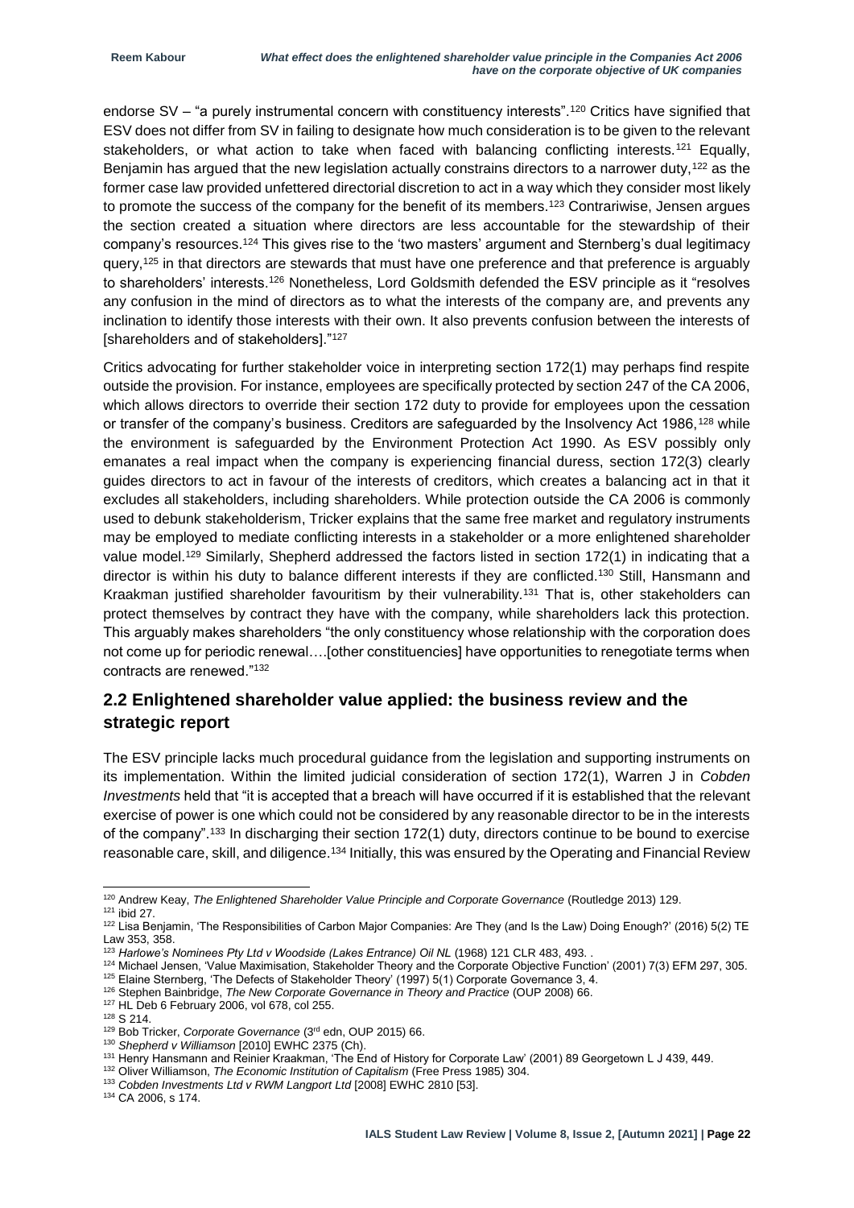endorse SV – "a purely instrumental concern with constituency interests".[120] Critics have signified that ESV does not differ from SV in failing to designate how much consideration is to be given to the relevant stakeholders, or what action to take when faced with balancing conflicting interests.[121] Equally, Benjamin has argued that the new legislation actually constrains directors to a narrower duty,[122] as the former case law provided unfettered directorial discretion to act in a way which they consider most likely to promote the success of the company for the benefit of its members.[123] Contrariwise, Jensen argues the section created a situation where directors are less accountable for the stewardship of their company's resources.[124] This gives rise to the 'two masters' argument and Sternberg's dual legitimacy query,[125] in that directors are stewards that must have one preference and that preference is arguably to shareholders' interests.[126] Nonetheless, Lord Goldsmith defended the ESV principle as it "resolves any confusion in the mind of directors as to what the interests of the company are, and prevents any inclination to identify those interests with their own. It also prevents confusion between the interests of [shareholders and of stakeholders]."[127]

Critics advocating for further stakeholder voice in interpreting section 172(1) may perhaps find respite outside the provision. For instance, employees are specifically protected by section 247 of the CA 2006, which allows directors to override their section 172 duty to provide for employees upon the cessation or transfer of the company's business. Creditors are safeguarded by the Insolvency Act 1986,[128] while the environment is safeguarded by the Environment Protection Act 1990. As ESV possibly only emanates a real impact when the company is experiencing financial duress, section 172(3) clearly guides directors to act in favour of the interests of creditors, which creates a balancing act in that it excludes all stakeholders, including shareholders. While protection outside the CA 2006 is commonly used to debunk stakeholderism, Tricker explains that the same free market and regulatory instruments may be employed to mediate conflicting interests in a stakeholder or a more enlightened shareholder value model.[129] Similarly, Shepherd addressed the factors listed in section 172(1) in indicating that a director is within his duty to balance different interests if they are conflicted.[130] Still, Hansmann and Kraakman justified shareholder favouritism by their vulnerability.[131] That is, other stakeholders can protect themselves by contract they have with the company, while shareholders lack this protection. This arguably makes shareholders "the only constituency whose relationship with the corporation does not come up for periodic renewal….[other constituencies] have opportunities to renegotiate terms when contracts are renewed."[132]

## 2.2 Enlightened shareholder value applied: the business review and the strategic report

The ESV principle lacks much procedural guidance from the legislation and supporting instruments on its implementation. Within the limited judicial consideration of section 172(1), Warren J in *Cobden Investments* held that "it is accepted that a breach will have occurred if it is established that the relevant exercise of power is one which could not be considered by any reasonable director to be in the interests of the company".[133] In discharging their section 172(1) duty, directors continue to be bound to exercise reasonable care, skill, and diligence.[134] Initially, this was ensured by the Operating and Financial Review

---

[120] Andrew Keay, *The Enlightened Shareholder Value Principle and Corporate Governance* (Routledge 2013) 129.

[121] ibid 27.

[122] Lisa Benjamin, 'The Responsibilities of Carbon Major Companies: Are They (and Is the Law) Doing Enough?' (2016) 5(2) TE Law 353, 358.

[123] *Harlowe's Nominees Pty Ltd v Woodside (Lakes Entrance) Oil NL* (1968) 121 CLR 483, 493. .

[124] Michael Jensen, 'Value Maximisation, Stakeholder Theory and the Corporate Objective Function' (2001) 7(3) EFM 297, 305.

[125] Elaine Sternberg, 'The Defects of Stakeholder Theory' (1997) 5(1) Corporate Governance 3, 4.

[126] Stephen Bainbridge, *The New Corporate Governance in Theory and Practice* (OUP 2008) 66.

[127] HL Deb 6 February 2006, vol 678, col 255.

[128] S 214.

[129] Bob Tricker, *Corporate Governance* (3rd edn, OUP 2015) 66.

[130] *Shepherd v Williamson* [2010] EWHC 2375 (Ch).

[131] Henry Hansmann and Reinier Kraakman, 'The End of History for Corporate Law' (2001) 89 Georgetown L J 439, 449.

[132] Oliver Williamson, *The Economic Institution of Capitalism* (Free Press 1985) 304.

[133] *Cobden Investments Ltd v RWM Langport Ltd* [2008] EWHC 2810 [53].

[134] CA 2006, s 174.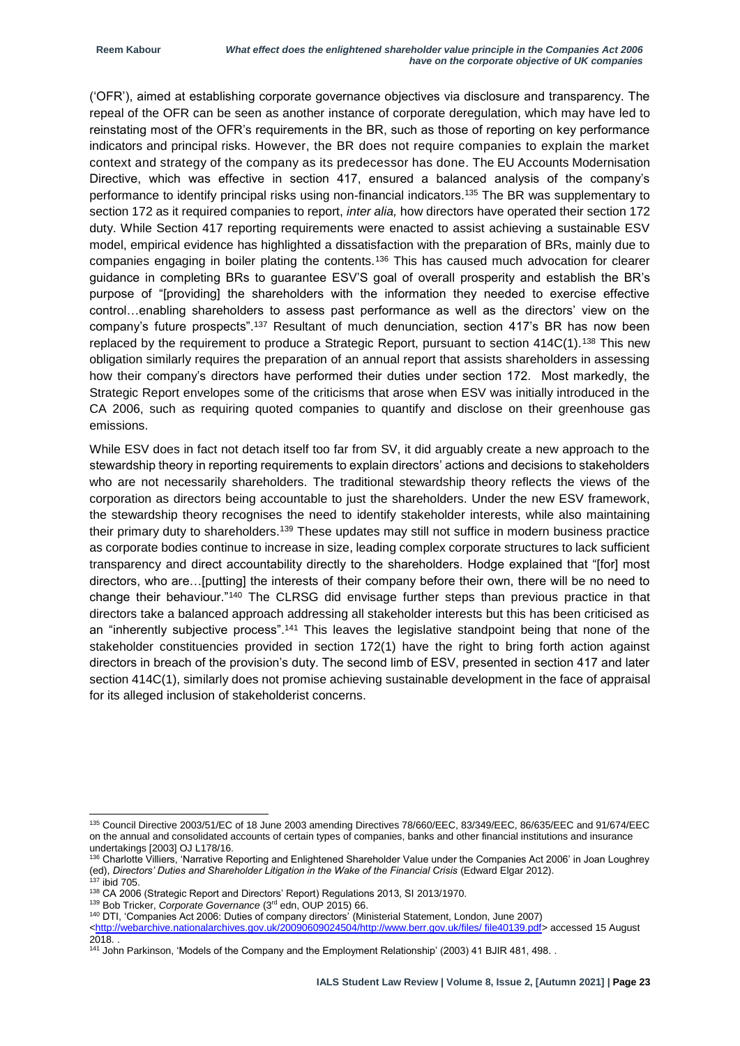('OFR'), aimed at establishing corporate governance objectives via disclosure and transparency. The repeal of the OFR can be seen as another instance of corporate deregulation, which may have led to reinstating most of the OFR's requirements in the BR, such as those of reporting on key performance indicators and principal risks. However, the BR does not require companies to explain the market context and strategy of the company as its predecessor has done. The EU Accounts Modernisation Directive, which was effective in section 417, ensured a balanced analysis of the company's performance to identify principal risks using non-financial indicators.[135] The BR was supplementary to section 172 as it required companies to report, *inter alia,* how directors have operated their section 172 duty. While Section 417 reporting requirements were enacted to assist achieving a sustainable ESV model, empirical evidence has highlighted a dissatisfaction with the preparation of BRs, mainly due to companies engaging in boiler plating the contents.[136] This has caused much advocation for clearer guidance in completing BRs to guarantee ESV'S goal of overall prosperity and establish the BR's purpose of "[providing] the shareholders with the information they needed to exercise effective control…enabling shareholders to assess past performance as well as the directors' view on the company's future prospects".[137] Resultant of much denunciation, section 417's BR has now been replaced by the requirement to produce a Strategic Report, pursuant to section 414C(1).[138] This new obligation similarly requires the preparation of an annual report that assists shareholders in assessing how their company's directors have performed their duties under section 172. Most markedly, the Strategic Report envelopes some of the criticisms that arose when ESV was initially introduced in the CA 2006, such as requiring quoted companies to quantify and disclose on their greenhouse gas emissions.

While ESV does in fact not detach itself too far from SV, it did arguably create a new approach to the stewardship theory in reporting requirements to explain directors' actions and decisions to stakeholders who are not necessarily shareholders. The traditional stewardship theory reflects the views of the corporation as directors being accountable to just the shareholders. Under the new ESV framework, the stewardship theory recognises the need to identify stakeholder interests, while also maintaining their primary duty to shareholders.[139] These updates may still not suffice in modern business practice as corporate bodies continue to increase in size, leading complex corporate structures to lack sufficient transparency and direct accountability directly to the shareholders. Hodge explained that "[for] most directors, who are…[putting] the interests of their company before their own, there will be no need to change their behaviour."[140] The CLRSG did envisage further steps than previous practice in that directors take a balanced approach addressing all stakeholder interests but this has been criticised as an "inherently subjective process".[141] This leaves the legislative standpoint being that none of the stakeholder constituencies provided in section 172(1) have the right to bring forth action against directors in breach of the provision's duty. The second limb of ESV, presented in section 417 and later section 414C(1), similarly does not promise achieving sustainable development in the face of appraisal for its alleged inclusion of stakeholderist concerns.

---

[135] Council Directive 2003/51/EC of 18 June 2003 amending Directives 78/660/EEC, 83/349/EEC, 86/635/EEC and 91/674/EEC on the annual and consolidated accounts of certain types of companies, banks and other financial institutions and insurance undertakings [2003] OJ L178/16.

[136] Charlotte Villiers, 'Narrative Reporting and Enlightened Shareholder Value under the Companies Act 2006' in Joan Loughrey (ed), *Directors' Duties and Shareholder Litigation in the Wake of the Financial Crisis* (Edward Elgar 2012).

[137] ibid 705.

[138] CA 2006 (Strategic Report and Directors' Report) Regulations 2013, SI 2013/1970.

[139] Bob Tricker, *Corporate Governance* (3rd edn, OUP 2015) 66.

[140] DTI, 'Companies Act 2006: Duties of company directors' (Ministerial Statement, London, June 2007) <http://webarchive.nationalarchives.gov.uk/20090609024504/http://www.berr.gov.uk/files/ file40139.pdf> accessed 15 August 2018. .

[141] John Parkinson, 'Models of the Company and the Employment Relationship' (2003) 41 BJIR 481, 498. .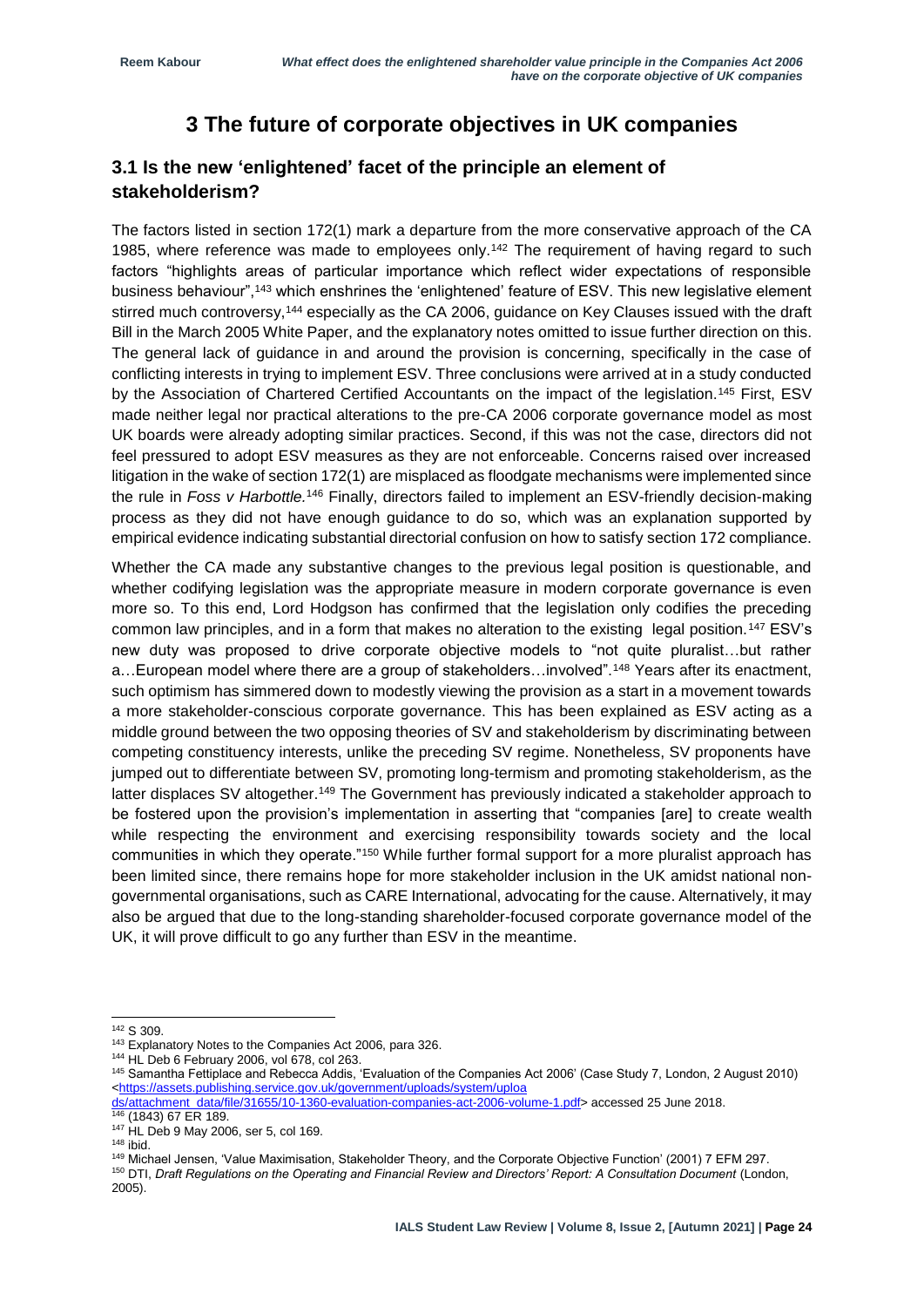# 3 The future of corporate objectives in UK companies

## 3.1 Is the new 'enlightened' facet of the principle an element of stakeholderism?

The factors listed in section 172(1) mark a departure from the more conservative approach of the CA 1985, where reference was made to employees only.[142] The requirement of having regard to such factors "highlights areas of particular importance which reflect wider expectations of responsible business behaviour",[143] which enshrines the 'enlightened' feature of ESV. This new legislative element stirred much controversy,[144] especially as the CA 2006, guidance on Key Clauses issued with the draft Bill in the March 2005 White Paper, and the explanatory notes omitted to issue further direction on this. The general lack of guidance in and around the provision is concerning, specifically in the case of conflicting interests in trying to implement ESV. Three conclusions were arrived at in a study conducted by the Association of Chartered Certified Accountants on the impact of the legislation.[145] First, ESV made neither legal nor practical alterations to the pre-CA 2006 corporate governance model as most UK boards were already adopting similar practices. Second, if this was not the case, directors did not feel pressured to adopt ESV measures as they are not enforceable. Concerns raised over increased litigation in the wake of section 172(1) are misplaced as floodgate mechanisms were implemented since the rule in *Foss v Harbottle.*[146] Finally, directors failed to implement an ESV-friendly decision-making process as they did not have enough guidance to do so, which was an explanation supported by empirical evidence indicating substantial directorial confusion on how to satisfy section 172 compliance.

Whether the CA made any substantive changes to the previous legal position is questionable, and whether codifying legislation was the appropriate measure in modern corporate governance is even more so. To this end, Lord Hodgson has confirmed that the legislation only codifies the preceding common law principles, and in a form that makes no alteration to the existing legal position.[147] ESV's new duty was proposed to drive corporate objective models to "not quite pluralist…but rather a…European model where there are a group of stakeholders…involved".[148] Years after its enactment, such optimism has simmered down to modestly viewing the provision as a start in a movement towards a more stakeholder-conscious corporate governance. This has been explained as ESV acting as a middle ground between the two opposing theories of SV and stakeholderism by discriminating between competing constituency interests, unlike the preceding SV regime. Nonetheless, SV proponents have jumped out to differentiate between SV, promoting long-termism and promoting stakeholderism, as the latter displaces SV altogether.[149] The Government has previously indicated a stakeholder approach to be fostered upon the provision's implementation in asserting that "companies [are] to create wealth while respecting the environment and exercising responsibility towards society and the local communities in which they operate."[150] While further formal support for a more pluralist approach has been limited since, there remains hope for more stakeholder inclusion in the UK amidst national non-governmental organisations, such as CARE International, advocating for the cause. Alternatively, it may also be argued that due to the long-standing shareholder-focused corporate governance model of the UK, it will prove difficult to go any further than ESV in the meantime.

---

[142] S 309.

[143] Explanatory Notes to the Companies Act 2006, para 326.

[144] HL Deb 6 February 2006, vol 678, col 263.

[145] Samantha Fettiplace and Rebecca Addis, 'Evaluation of the Companies Act 2006' (Case Study 7, London, 2 August 2010) <https://assets.publishing.service.gov.uk/government/uploads/system/uploads/attachment_data/file/31655/10-1360-evaluation-companies-act-2006-volume-1.pdf> accessed 25 June 2018.

[146] (1843) 67 ER 189.

[147] HL Deb 9 May 2006, ser 5, col 169.

[148] ibid.

[149] Michael Jensen, 'Value Maximisation, Stakeholder Theory, and the Corporate Objective Function' (2001) 7 EFM 297.

[150] DTI, *Draft Regulations on the Operating and Financial Review and Directors' Report: A Consultation Document* (London, 2005).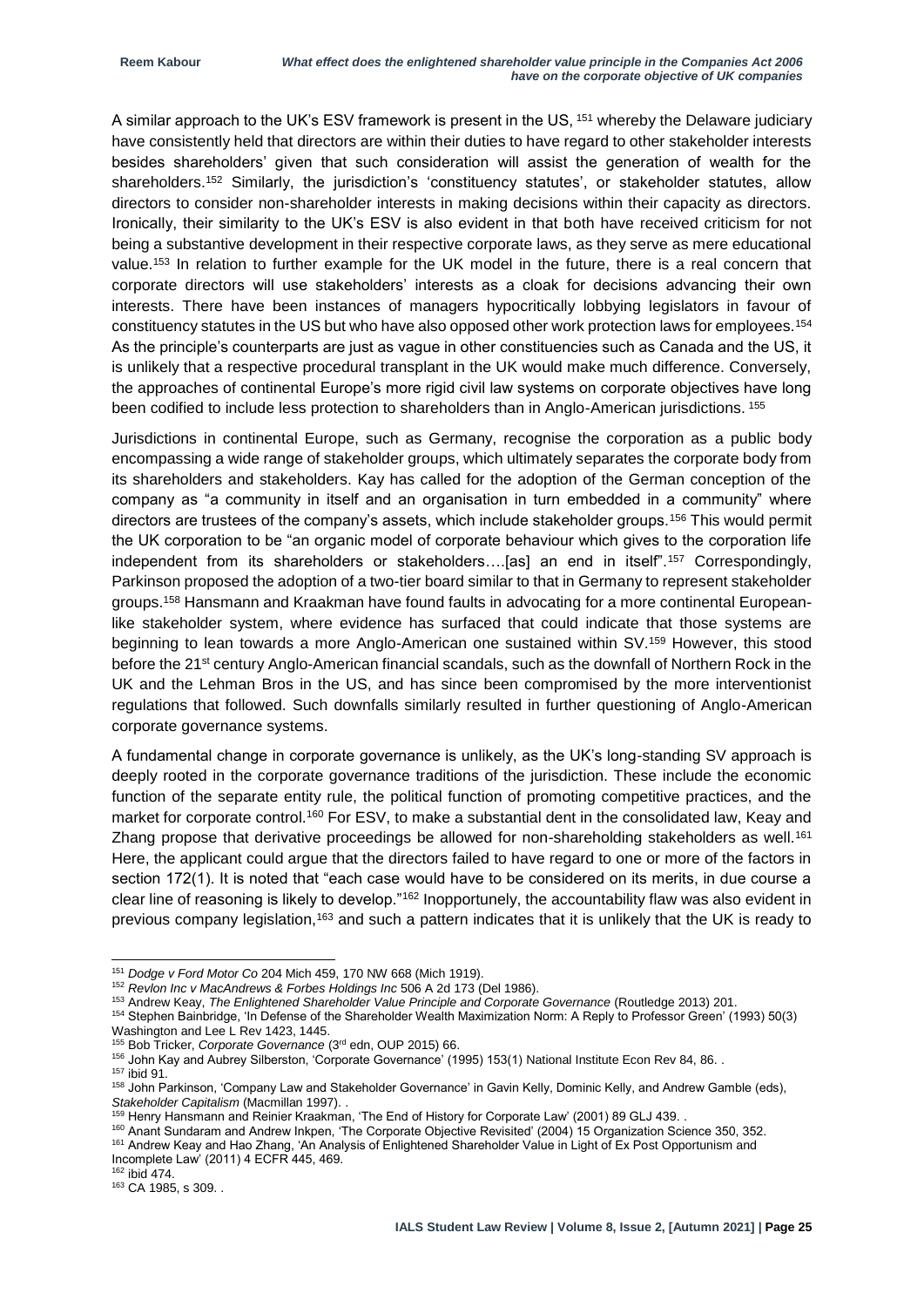A similar approach to the UK's ESV framework is present in the US, [151] whereby the Delaware judiciary have consistently held that directors are within their duties to have regard to other stakeholder interests besides shareholders' given that such consideration will assist the generation of wealth for the shareholders.[152] Similarly, the jurisdiction's 'constituency statutes', or stakeholder statutes, allow directors to consider non-shareholder interests in making decisions within their capacity as directors. Ironically, their similarity to the UK's ESV is also evident in that both have received criticism for not being a substantive development in their respective corporate laws, as they serve as mere educational value.[153] In relation to further example for the UK model in the future, there is a real concern that corporate directors will use stakeholders' interests as a cloak for decisions advancing their own interests. There have been instances of managers hypocritically lobbying legislators in favour of constituency statutes in the US but who have also opposed other work protection laws for employees.[154] As the principle's counterparts are just as vague in other constituencies such as Canada and the US, it is unlikely that a respective procedural transplant in the UK would make much difference. Conversely, the approaches of continental Europe's more rigid civil law systems on corporate objectives have long been codified to include less protection to shareholders than in Anglo-American jurisdictions. [155]

Jurisdictions in continental Europe, such as Germany, recognise the corporation as a public body encompassing a wide range of stakeholder groups, which ultimately separates the corporate body from its shareholders and stakeholders. Kay has called for the adoption of the German conception of the company as "a community in itself and an organisation in turn embedded in a community" where directors are trustees of the company's assets, which include stakeholder groups.[156] This would permit the UK corporation to be "an organic model of corporate behaviour which gives to the corporation life independent from its shareholders or stakeholders….[as] an end in itself".[157] Correspondingly, Parkinson proposed the adoption of a two-tier board similar to that in Germany to represent stakeholder groups.[158] Hansmann and Kraakman have found faults in advocating for a more continental European-like stakeholder system, where evidence has surfaced that could indicate that those systems are beginning to lean towards a more Anglo-American one sustained within SV.[159] However, this stood before the 21st century Anglo-American financial scandals, such as the downfall of Northern Rock in the UK and the Lehman Bros in the US, and has since been compromised by the more interventionist regulations that followed. Such downfalls similarly resulted in further questioning of Anglo-American corporate governance systems.

A fundamental change in corporate governance is unlikely, as the UK's long-standing SV approach is deeply rooted in the corporate governance traditions of the jurisdiction. These include the economic function of the separate entity rule, the political function of promoting competitive practices, and the market for corporate control.[160] For ESV, to make a substantial dent in the consolidated law, Keay and Zhang propose that derivative proceedings be allowed for non-shareholding stakeholders as well.[161] Here, the applicant could argue that the directors failed to have regard to one or more of the factors in section 172(1). It is noted that "each case would have to be considered on its merits, in due course a clear line of reasoning is likely to develop."[162] Inopportunely, the accountability flaw was also evident in previous company legislation,[163] and such a pattern indicates that it is unlikely that the UK is ready to

---

[151] *Dodge v Ford Motor Co* 204 Mich 459, 170 NW 668 (Mich 1919).

[152] *Revlon Inc v MacAndrews & Forbes Holdings Inc* 506 A 2d 173 (Del 1986).

[153] Andrew Keay, *The Enlightened Shareholder Value Principle and Corporate Governance* (Routledge 2013) 201.

[154] Stephen Bainbridge, 'In Defense of the Shareholder Wealth Maximization Norm: A Reply to Professor Green' (1993) 50(3) Washington and Lee L Rev 1423, 1445.

[155] Bob Tricker, *Corporate Governance* (3rd edn, OUP 2015) 66.

[156] John Kay and Aubrey Silberston, 'Corporate Governance' (1995) 153(1) National Institute Econ Rev 84, 86. .

[157] ibid 91.

[158] John Parkinson, 'Company Law and Stakeholder Governance' in Gavin Kelly, Dominic Kelly, and Andrew Gamble (eds), *Stakeholder Capitalism* (Macmillan 1997). .

[159] Henry Hansmann and Reinier Kraakman, 'The End of History for Corporate Law' (2001) 89 GLJ 439. .

[160] Anant Sundaram and Andrew Inkpen, 'The Corporate Objective Revisited' (2004) 15 Organization Science 350, 352.

[161] Andrew Keay and Hao Zhang, 'An Analysis of Enlightened Shareholder Value in Light of Ex Post Opportunism and Incomplete Law' (2011) 4 ECFR 445, 469.

[162] ibid 474.

[163] CA 1985, s 309. .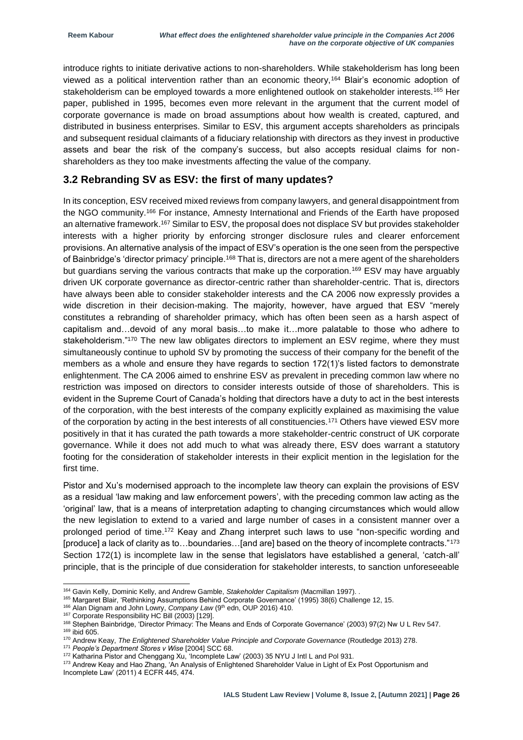introduce rights to initiate derivative actions to non-shareholders. While stakeholderism has long been viewed as a political intervention rather than an economic theory,[164] Blair's economic adoption of stakeholderism can be employed towards a more enlightened outlook on stakeholder interests.[165] Her paper, published in 1995, becomes even more relevant in the argument that the current model of corporate governance is made on broad assumptions about how wealth is created, captured, and distributed in business enterprises. Similar to ESV, this argument accepts shareholders as principals and subsequent residual claimants of a fiduciary relationship with directors as they invest in productive assets and bear the risk of the company's success, but also accepts residual claims for non-shareholders as they too make investments affecting the value of the company.

## 3.2 Rebranding SV as ESV: the first of many updates?

In its conception, ESV received mixed reviews from company lawyers, and general disappointment from the NGO community.[166] For instance, Amnesty International and Friends of the Earth have proposed an alternative framework.[167] Similar to ESV, the proposal does not displace SV but provides stakeholder interests with a higher priority by enforcing stronger disclosure rules and clearer enforcement provisions. An alternative analysis of the impact of ESV's operation is the one seen from the perspective of Bainbridge's 'director primacy' principle.[168] That is, directors are not a mere agent of the shareholders but guardians serving the various contracts that make up the corporation.[169] ESV may have arguably driven UK corporate governance as director-centric rather than shareholder-centric. That is, directors have always been able to consider stakeholder interests and the CA 2006 now expressly provides a wide discretion in their decision-making. The majority, however, have argued that ESV "merely constitutes a rebranding of shareholder primacy, which has often been seen as a harsh aspect of capitalism and…devoid of any moral basis…to make it…more palatable to those who adhere to stakeholderism."[170] The new law obligates directors to implement an ESV regime, where they must simultaneously continue to uphold SV by promoting the success of their company for the benefit of the members as a whole and ensure they have regards to section 172(1)'s listed factors to demonstrate enlightenment. The CA 2006 aimed to enshrine ESV as prevalent in preceding common law where no restriction was imposed on directors to consider interests outside of those of shareholders. This is evident in the Supreme Court of Canada's holding that directors have a duty to act in the best interests of the corporation, with the best interests of the company explicitly explained as maximising the value of the corporation by acting in the best interests of all constituencies.[171] Others have viewed ESV more positively in that it has curated the path towards a more stakeholder-centric construct of UK corporate governance. While it does not add much to what was already there, ESV does warrant a statutory footing for the consideration of stakeholder interests in their explicit mention in the legislation for the first time.

Pistor and Xu's modernised approach to the incomplete law theory can explain the provisions of ESV as a residual 'law making and law enforcement powers', with the preceding common law acting as the 'original' law, that is a means of interpretation adapting to changing circumstances which would allow the new legislation to extend to a varied and large number of cases in a consistent manner over a prolonged period of time.[172] Keay and Zhang interpret such laws to use "non-specific wording and [produce] a lack of clarity as to…boundaries…[and are] based on the theory of incomplete contracts."[173] Section 172(1) is incomplete law in the sense that legislators have established a general, 'catch-all' principle, that is the principle of due consideration for stakeholder interests, to sanction unforeseeable

---

[164] Gavin Kelly, Dominic Kelly, and Andrew Gamble, *Stakeholder Capitalism* (Macmillan 1997). .

[165] Margaret Blair, 'Rethinking Assumptions Behind Corporate Governance' (1995) 38(6) Challenge 12, 15.

[166] Alan Dignam and John Lowry, *Company Law* (9th edn, OUP 2016) 410.

[167] Corporate Responsibility HC Bill (2003) [129].

[168] Stephen Bainbridge, 'Director Primacy: The Means and Ends of Corporate Governance' (2003) 97(2) Nw U L Rev 547.

[169] ibid 605.

[170] Andrew Keay, *The Enlightened Shareholder Value Principle and Corporate Governance* (Routledge 2013) 278.

[171] *People's Department Stores v Wise* [2004] SCC 68.

[172] Katharina Pistor and Chenggang Xu, 'Incomplete Law' (2003) 35 NYU J Intl L and Pol 931.

[173] Andrew Keay and Hao Zhang, 'An Analysis of Enlightened Shareholder Value in Light of Ex Post Opportunism and Incomplete Law' (2011) 4 ECFR 445, 474.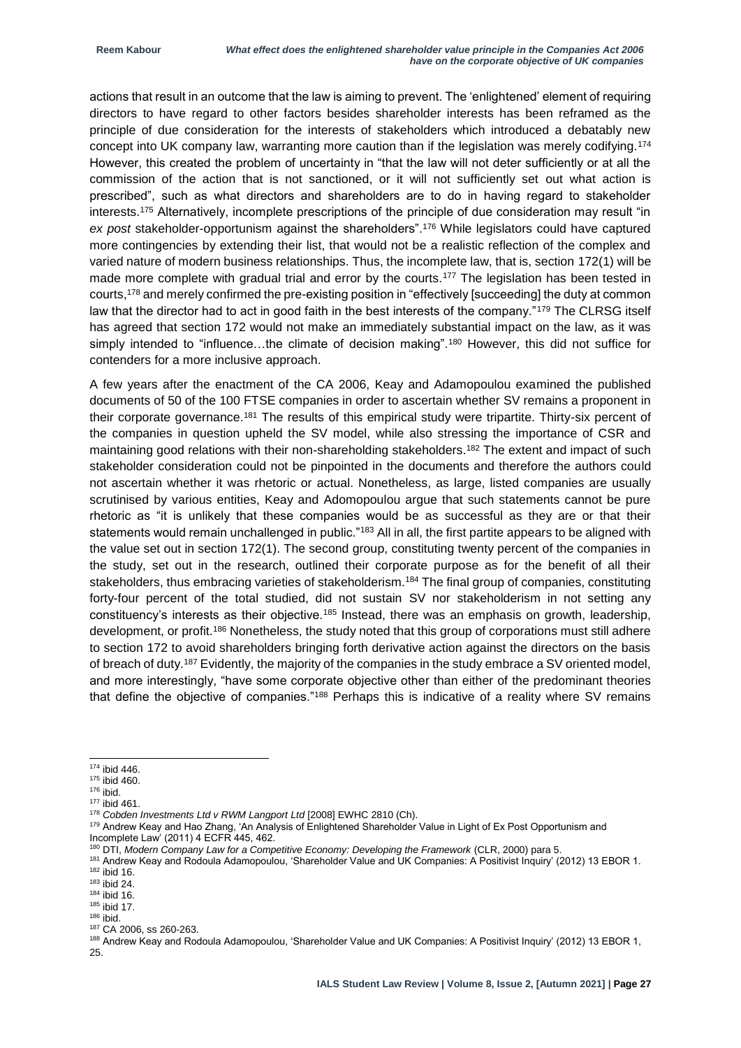actions that result in an outcome that the law is aiming to prevent. The 'enlightened' element of requiring directors to have regard to other factors besides shareholder interests has been reframed as the principle of due consideration for the interests of stakeholders which introduced a debatably new concept into UK company law, warranting more caution than if the legislation was merely codifying.[174] However, this created the problem of uncertainty in "that the law will not deter sufficiently or at all the commission of the action that is not sanctioned, or it will not sufficiently set out what action is prescribed", such as what directors and shareholders are to do in having regard to stakeholder interests.[175] Alternatively, incomplete prescriptions of the principle of due consideration may result "in *ex post* stakeholder-opportunism against the shareholders".[176] While legislators could have captured more contingencies by extending their list, that would not be a realistic reflection of the complex and varied nature of modern business relationships. Thus, the incomplete law, that is, section 172(1) will be made more complete with gradual trial and error by the courts.[177] The legislation has been tested in courts,[178] and merely confirmed the pre-existing position in "effectively [succeeding] the duty at common law that the director had to act in good faith in the best interests of the company."[179] The CLRSG itself has agreed that section 172 would not make an immediately substantial impact on the law, as it was simply intended to "influence…the climate of decision making".[180] However, this did not suffice for contenders for a more inclusive approach.

A few years after the enactment of the CA 2006, Keay and Adamopoulou examined the published documents of 50 of the 100 FTSE companies in order to ascertain whether SV remains a proponent in their corporate governance.[181] The results of this empirical study were tripartite. Thirty-six percent of the companies in question upheld the SV model, while also stressing the importance of CSR and maintaining good relations with their non-shareholding stakeholders.[182] The extent and impact of such stakeholder consideration could not be pinpointed in the documents and therefore the authors could not ascertain whether it was rhetoric or actual. Nonetheless, as large, listed companies are usually scrutinised by various entities, Keay and Adomopoulou argue that such statements cannot be pure rhetoric as "it is unlikely that these companies would be as successful as they are or that their statements would remain unchallenged in public."[183] All in all, the first partite appears to be aligned with the value set out in section 172(1). The second group, constituting twenty percent of the companies in the study, set out in the research, outlined their corporate purpose as for the benefit of all their stakeholders, thus embracing varieties of stakeholderism.[184] The final group of companies, constituting forty-four percent of the total studied, did not sustain SV nor stakeholderism in not setting any constituency's interests as their objective.[185] Instead, there was an emphasis on growth, leadership, development, or profit.[186] Nonetheless, the study noted that this group of corporations must still adhere to section 172 to avoid shareholders bringing forth derivative action against the directors on the basis of breach of duty.[187] Evidently, the majority of the companies in the study embrace a SV oriented model, and more interestingly, "have some corporate objective other than either of the predominant theories that define the objective of companies."[188] Perhaps this is indicative of a reality where SV remains

---

[174] ibid 446.

[175] ibid 460.

[176] ibid.

[177] ibid 461.

[178] *Cobden Investments Ltd v RWM Langport Ltd* [2008] EWHC 2810 (Ch).

[179] Andrew Keay and Hao Zhang, 'An Analysis of Enlightened Shareholder Value in Light of Ex Post Opportunism and Incomplete Law' (2011) 4 ECFR 445, 462.

[180] DTI, *Modern Company Law for a Competitive Economy: Developing the Framework* (CLR, 2000) para 5.

[181] Andrew Keay and Rodoula Adamopoulou, 'Shareholder Value and UK Companies: A Positivist Inquiry' (2012) 13 EBOR 1.

[182] ibid 16.

[183] ibid 24.

[184] ibid 16.

[185] ibid 17.

[186] ibid.

[187] CA 2006, ss 260-263.

[188] Andrew Keay and Rodoula Adamopoulou, 'Shareholder Value and UK Companies: A Positivist Inquiry' (2012) 13 EBOR 1, 25.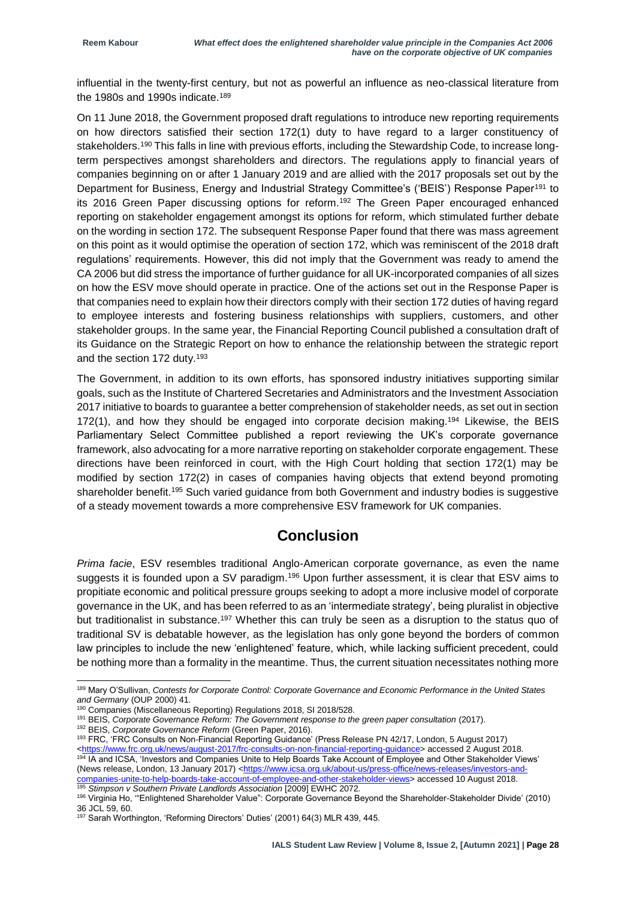influential in the twenty-first century, but not as powerful an influence as neo-classical literature from the 1980s and 1990s indicate.[189]

On 11 June 2018, the Government proposed draft regulations to introduce new reporting requirements on how directors satisfied their section 172(1) duty to have regard to a larger constituency of stakeholders.[190] This falls in line with previous efforts, including the Stewardship Code, to increase long-term perspectives amongst shareholders and directors. The regulations apply to financial years of companies beginning on or after 1 January 2019 and are allied with the 2017 proposals set out by the Department for Business, Energy and Industrial Strategy Committee's ('BEIS') Response Paper[191] to its 2016 Green Paper discussing options for reform.[192] The Green Paper encouraged enhanced reporting on stakeholder engagement amongst its options for reform, which stimulated further debate on the wording in section 172. The subsequent Response Paper found that there was mass agreement on this point as it would optimise the operation of section 172, which was reminiscent of the 2018 draft regulations' requirements. However, this did not imply that the Government was ready to amend the CA 2006 but did stress the importance of further guidance for all UK-incorporated companies of all sizes on how the ESV move should operate in practice. One of the actions set out in the Response Paper is that companies need to explain how their directors comply with their section 172 duties of having regard to employee interests and fostering business relationships with suppliers, customers, and other stakeholder groups. In the same year, the Financial Reporting Council published a consultation draft of its Guidance on the Strategic Report on how to enhance the relationship between the strategic report and the section 172 duty.[193]

The Government, in addition to its own efforts, has sponsored industry initiatives supporting similar goals, such as the Institute of Chartered Secretaries and Administrators and the Investment Association 2017 initiative to boards to guarantee a better comprehension of stakeholder needs, as set out in section 172(1), and how they should be engaged into corporate decision making.[194] Likewise, the BEIS Parliamentary Select Committee published a report reviewing the UK's corporate governance framework, also advocating for a more narrative reporting on stakeholder corporate engagement. These directions have been reinforced in court, with the High Court holding that section 172(1) may be modified by section 172(2) in cases of companies having objects that extend beyond promoting shareholder benefit.[195] Such varied guidance from both Government and industry bodies is suggestive of a steady movement towards a more comprehensive ESV framework for UK companies.

## Conclusion

*Prima facie*, ESV resembles traditional Anglo-American corporate governance, as even the name suggests it is founded upon a SV paradigm.[196] Upon further assessment, it is clear that ESV aims to propitiate economic and political pressure groups seeking to adopt a more inclusive model of corporate governance in the UK, and has been referred to as an 'intermediate strategy', being pluralist in objective but traditionalist in substance.[197] Whether this can truly be seen as a disruption to the status quo of traditional SV is debatable however, as the legislation has only gone beyond the borders of common law principles to include the new 'enlightened' feature, which, while lacking sufficient precedent, could be nothing more than a formality in the meantime. Thus, the current situation necessitates nothing more

---

[189] Mary O'Sullivan, *Contests for Corporate Control: Corporate Governance and Economic Performance in the United States and Germany* (OUP 2000) 41.

[190] Companies (Miscellaneous Reporting) Regulations 2018, SI 2018/528.

[191] BEIS, *Corporate Governance Reform: The Government response to the green paper consultation* (2017).

[192] BEIS, *Corporate Governance Reform* (Green Paper, 2016).

[193] FRC, 'FRC Consults on Non-Financial Reporting Guidance' (Press Release PN 42/17, London, 5 August 2017) <https://www.frc.org.uk/news/august-2017/frc-consults-on-non-financial-reporting-guidance> accessed 2 August 2018.

[194] IA and ICSA, 'Investors and Companies Unite to Help Boards Take Account of Employee and Other Stakeholder Views' (News release, London, 13 January 2017) <https://www.icsa.org.uk/about-us/press-office/news-releases/investors-and-companies-unite-to-help-boards-take-account-of-employee-and-other-stakeholder-views> accessed 10 August 2018.

[195] *Stimpson v Southern Private Landlords Association* [2009] EWHC 2072.

[196] Virginia Ho, '"Enlightened Shareholder Value": Corporate Governance Beyond the Shareholder-Stakeholder Divide' (2010) 36 JCL 59, 60.

[197] Sarah Worthington, 'Reforming Directors' Duties' (2001) 64(3) MLR 439, 445.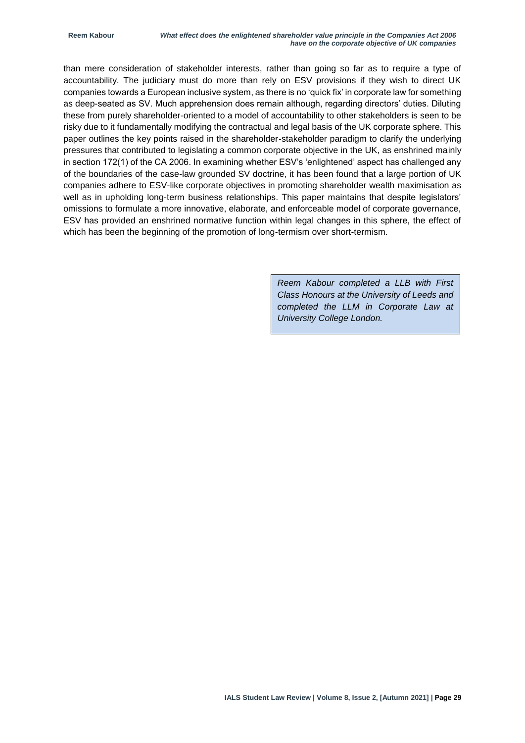than mere consideration of stakeholder interests, rather than going so far as to require a type of accountability. The judiciary must do more than rely on ESV provisions if they wish to direct UK companies towards a European inclusive system, as there is no 'quick fix' in corporate law for something as deep-seated as SV. Much apprehension does remain although, regarding directors' duties. Diluting these from purely shareholder-oriented to a model of accountability to other stakeholders is seen to be risky due to it fundamentally modifying the contractual and legal basis of the UK corporate sphere. This paper outlines the key points raised in the shareholder-stakeholder paradigm to clarify the underlying pressures that contributed to legislating a common corporate objective in the UK, as enshrined mainly in section 172(1) of the CA 2006. In examining whether ESV's 'enlightened' aspect has challenged any of the boundaries of the case-law grounded SV doctrine, it has been found that a large portion of UK companies adhere to ESV-like corporate objectives in promoting shareholder wealth maximisation as well as in upholding long-term business relationships. This paper maintains that despite legislators' omissions to formulate a more innovative, elaborate, and enforceable model of corporate governance, ESV has provided an enshrined normative function within legal changes in this sphere, the effect of which has been the beginning of the promotion of long-termism over short-termism.

*Reem Kabour completed a LLB with First Class Honours at the University of Leeds and completed the LLM in Corporate Law at University College London.*